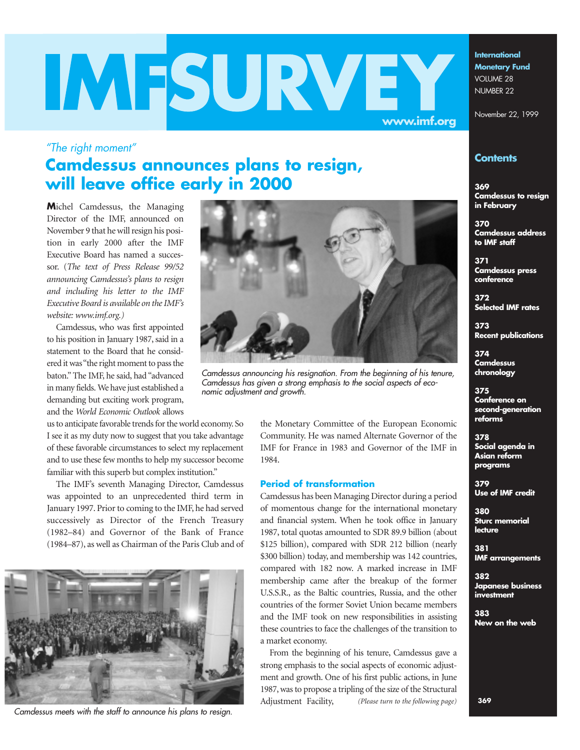# IMF SURVEY

International Monetary Fund
VOLUME 28
NUMBER 22

November 22, 1999

www.imf.org

## Contents

**369** Camdessus to resign in February

**370** Camdessus address to IMF staff

**371** Camdessus press conference

**372** Selected IMF rates

**373** Recent publications

**374** Camdessus chronology

**375** Conference on second-generation reforms

**378** Social agenda in Asian reform programs

**379** Use of IMF credit

**380** Sturc memorial lecture

**381** IMF arrangements

**382** Japanese business investment

**383** New on the web

*"The right moment"*

# Camdessus announces plans to resign, will leave office early in 2000

Michel Camdessus, the Managing Director of the IMF, announced on November 9 that he will resign his position in early 2000 after the IMF Executive Board has named a successor. (*The text of Press Release 99/52 announcing Camdessus's plans to resign and including his letter to the IMF Executive Board is available on the IMF's website: www.imf.org.*)

Camdessus announcing his resignation. From the beginning of his tenure, Camdessus has given a strong emphasis to the social aspects of economic adjustment and growth.

Camdessus, who was first appointed to his position in January 1987, said in a statement to the Board that he considered it was "the right moment to pass the baton." The IMF, he said, had "advanced in many fields. We have just established a demanding but exciting work program, and the *World Economic Outlook* allows us to anticipate favorable trends for the world economy. So I see it as my duty now to suggest that you take advantage of these favorable circumstances to select my replacement and to use these few months to help my successor become familiar with this superb but complex institution."

The IMF's seventh Managing Director, Camdessus was appointed to an unprecedented third term in January 1997. Prior to coming to the IMF, he had served successively as Director of the French Treasury (1982–84) and Governor of the Bank of France (1984–87), as well as Chairman of the Paris Club and of the Monetary Committee of the European Economic Community. He was named Alternate Governor of the IMF for France in 1983 and Governor of the IMF in 1984.

Camdessus meets with the staff to announce his plans to resign.

### Period of transformation

Camdessus has been Managing Director during a period of momentous change for the international monetary and financial system. When he took office in January 1987, total quotas amounted to SDR 89.9 billion (about $125 billion), compared with SDR 212 billion (nearly $300 billion) today, and membership was 142 countries, compared with 182 now. A marked increase in IMF membership came after the breakup of the former U.S.S.R., as the Baltic countries, Russia, and the other countries of the former Soviet Union became members and the IMF took on new responsibilities in assisting these countries to face the challenges of the transition to a market economy.

From the beginning of his tenure, Camdessus gave a strong emphasis to the social aspects of economic adjustment and growth. One of his first public actions, in June 1987, was to propose a tripling of the size of the Structural Adjustment Facility, *(Please turn to the following page)*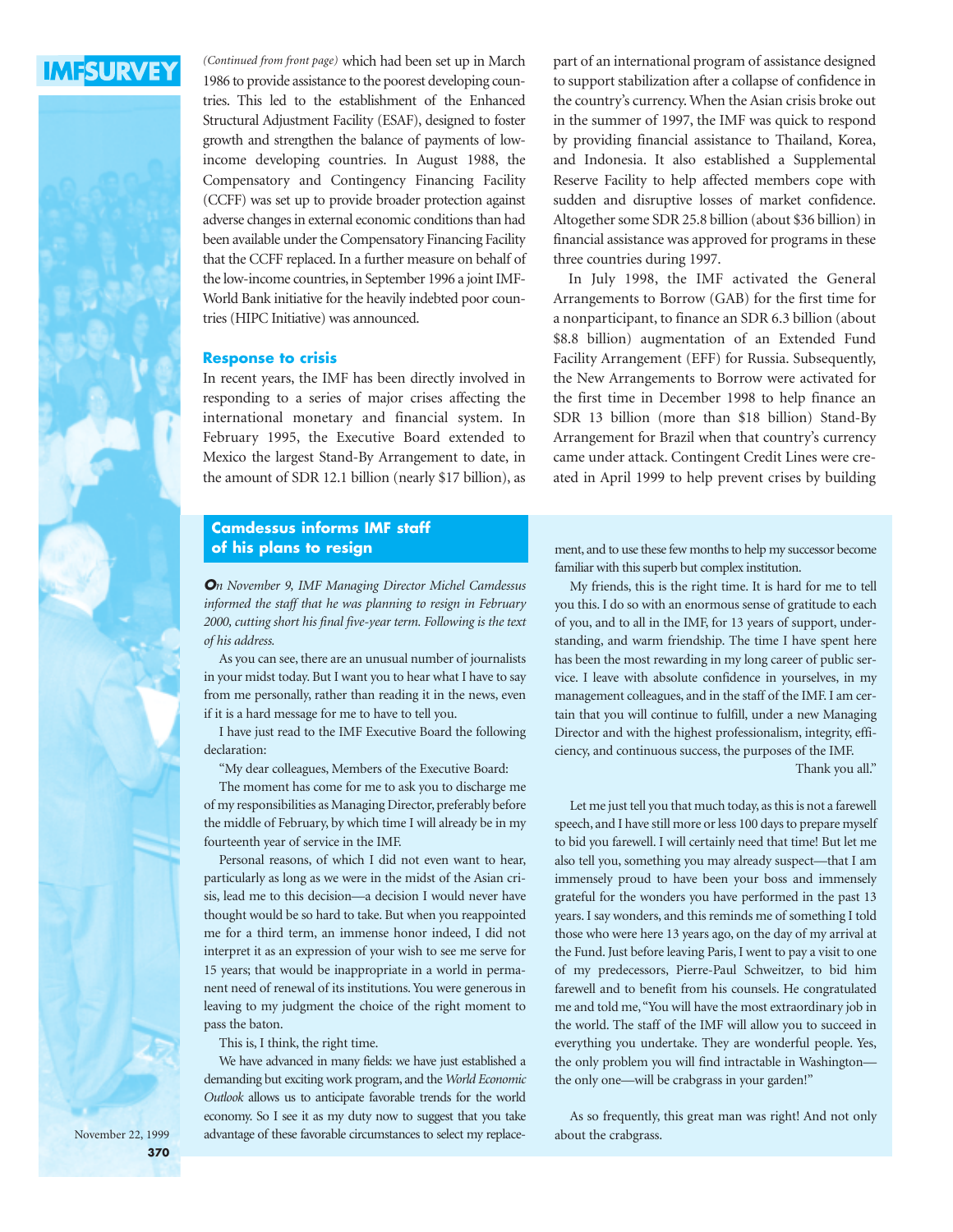*(Continued from front page)* which had been set up in March 1986 to provide assistance to the poorest developing countries. This led to the establishment of the Enhanced Structural Adjustment Facility (ESAF), designed to foster growth and strengthen the balance of payments of low-income developing countries. In August 1988, the Compensatory and Contingency Financing Facility (CCFF) was set up to provide broader protection against adverse changes in external economic conditions than had been available under the Compensatory Financing Facility that the CCFF replaced. In a further measure on behalf of the low-income countries, in September 1996 a joint IMF-World Bank initiative for the heavily indebted poor countries (HIPC Initiative) was announced.

### Response to crisis

In recent years, the IMF has been directly involved in responding to a series of major crises affecting the international monetary and financial system. In February 1995, the Executive Board extended to Mexico the largest Stand-By Arrangement to date, in the amount of SDR 12.1 billion (nearly $17 billion), as part of an international program of assistance designed to support stabilization after a collapse of confidence in the country's currency. When the Asian crisis broke out in the summer of 1997, the IMF was quick to respond by providing financial assistance to Thailand, Korea, and Indonesia. It also established a Supplemental Reserve Facility to help affected members cope with sudden and disruptive losses of market confidence. Altogether some SDR 25.8 billion (about $36 billion) in financial assistance was approved for programs in these three countries during 1997.

In July 1998, the IMF activated the General Arrangements to Borrow (GAB) for the first time for a nonparticipant, to finance an SDR 6.3 billion (about $8.8 billion) augmentation of an Extended Fund Facility Arrangement (EFF) for Russia. Subsequently, the New Arrangements to Borrow were activated for the first time in December 1998 to help finance an SDR 13 billion (more than $18 billion) Stand-By Arrangement for Brazil when that country's currency came under attack. Contingent Credit Lines were created in April 1999 to help prevent crises by building

## Camdessus informs IMF staff of his plans to resign

*On November 9, IMF Managing Director Michel Camdessus informed the staff that he was planning to resign in February 2000, cutting short his final five-year term. Following is the text of his address.*

As you can see, there are an unusual number of journalists in your midst today. But I want you to hear what I have to say from me personally, rather than reading it in the news, even if it is a hard message for me to have to tell you.

I have just read to the IMF Executive Board the following declaration:

"My dear colleagues, Members of the Executive Board:

The moment has come for me to ask you to discharge me of my responsibilities as Managing Director, preferably before the middle of February, by which time I will already be in my fourteenth year of service in the IMF.

Personal reasons, of which I did not even want to hear, particularly as long as we were in the midst of the Asian crisis, lead me to this decision—a decision I would never have thought would be so hard to take. But when you reappointed me for a third term, an immense honor indeed, I did not interpret it as an expression of your wish to see me serve for 15 years; that would be inappropriate in a world in permanent need of renewal of its institutions. You were generous in leaving to my judgment the choice of the right moment to pass the baton.

This is, I think, the right time.

We have advanced in many fields: we have just established a demanding but exciting work program, and the *World Economic Outlook* allows us to anticipate favorable trends for the world economy. So I see it as my duty now to suggest that you take advantage of these favorable circumstances to select my replacement, and to use these few months to help my successor become familiar with this superb but complex institution.

My friends, this is the right time. It is hard for me to tell you this. I do so with an enormous sense of gratitude to each of you, and to all in the IMF, for 13 years of support, understanding, and warm friendship. The time I have spent here has been the most rewarding in my long career of public service. I leave with absolute confidence in yourselves, in my management colleagues, and in the staff of the IMF. I am certain that you will continue to fulfill, under a new Managing Director and with the highest professionalism, integrity, efficiency, and continuous success, the purposes of the IMF.

Thank you all."

Let me just tell you that much today, as this is not a farewell speech, and I have still more or less 100 days to prepare myself to bid you farewell. I will certainly need that time! But let me also tell you, something you may already suspect—that I am immensely proud to have been your boss and immensely grateful for the wonders you have performed in the past 13 years. I say wonders, and this reminds me of something I told those who were here 13 years ago, on the day of my arrival at the Fund. Just before leaving Paris, I went to pay a visit to one of my predecessors, Pierre-Paul Schweitzer, to bid him farewell and to benefit from his counsels. He congratulated me and told me, "You will have the most extraordinary job in the world. The staff of the IMF will allow you to succeed in everything you undertake. They are wonderful people. Yes, the only problem you will find intractable in Washington—the only one—will be crabgrass in your garden!"

As so frequently, this great man was right! And not only about the crabgrass.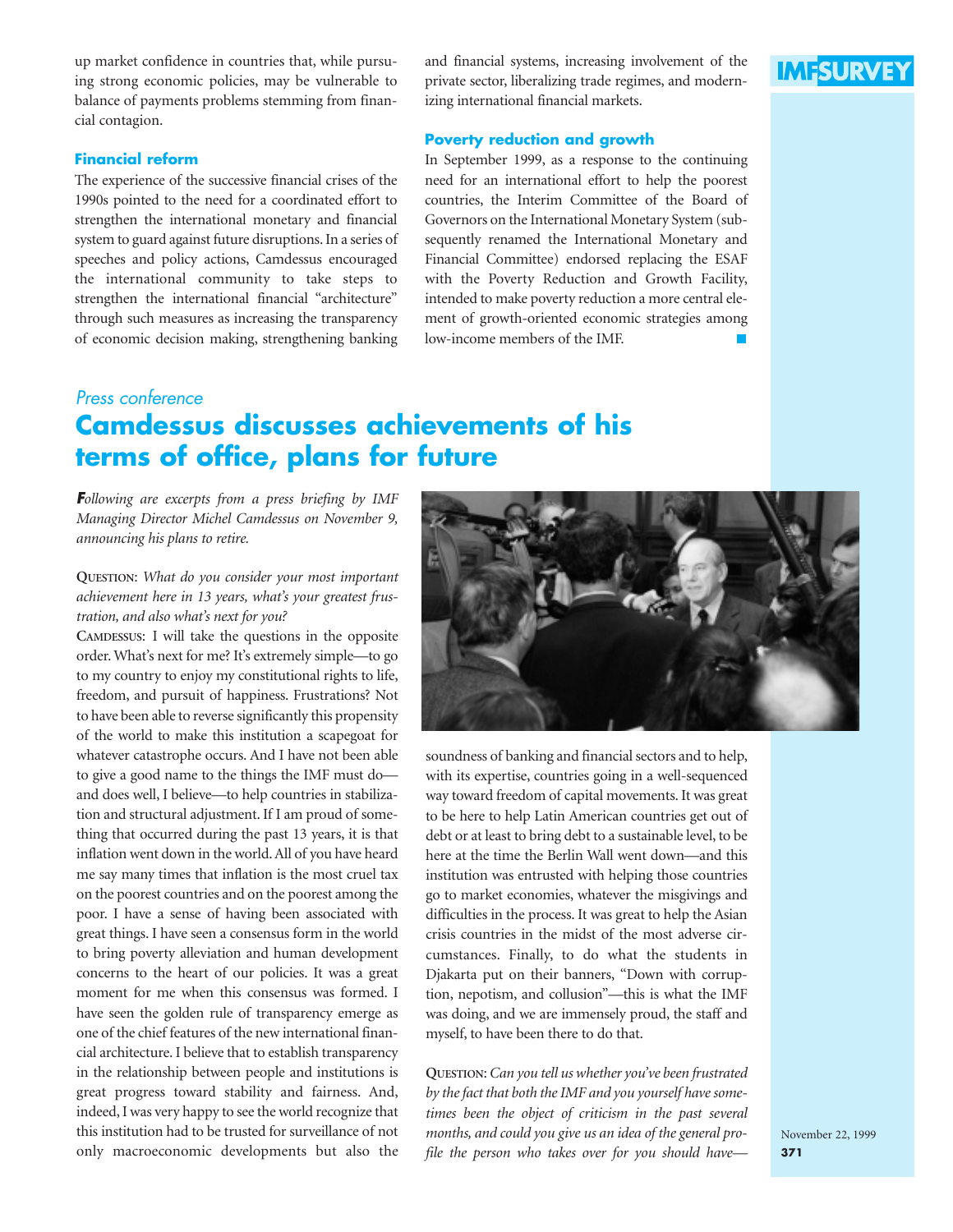up market confidence in countries that, while pursuing strong economic policies, may be vulnerable to balance of payments problems stemming from financial contagion.

### Financial reform

The experience of the successive financial crises of the 1990s pointed to the need for a coordinated effort to strengthen the international monetary and financial system to guard against future disruptions. In a series of speeches and policy actions, Camdessus encouraged the international community to take steps to strengthen the international financial "architecture" through such measures as increasing the transparency of economic decision making, strengthening banking and financial systems, increasing involvement of the private sector, liberalizing trade regimes, and modernizing international financial markets.

### Poverty reduction and growth

In September 1999, as a response to the continuing need for an international effort to help the poorest countries, the Interim Committee of the Board of Governors on the International Monetary System (subsequently renamed the International Monetary and Financial Committee) endorsed replacing the ESAF with the Poverty Reduction and Growth Facility, intended to make poverty reduction a more central element of growth-oriented economic strategies among low-income members of the IMF.

*Press conference*

# Camdessus discusses achievements of his terms of office, plans for future

*Following are excerpts from a press briefing by IMF Managing Director Michel Camdessus on November 9, announcing his plans to retire.*

**Question:** *What do you consider your most important achievement here in 13 years, what's your greatest frustration, and also what's next for you?*

**Camdessus:** I will take the questions in the opposite order. What's next for me? It's extremely simple—to go to my country to enjoy my constitutional rights to life, freedom, and pursuit of happiness. Frustrations? Not to have been able to reverse significantly this propensity of the world to make this institution a scapegoat for whatever catastrophe occurs. And I have not been able to give a good name to the things the IMF must do—and does well, I believe—to help countries in stabilization and structural adjustment. If I am proud of something that occurred during the past 13 years, it is that inflation went down in the world. All of you have heard me say many times that inflation is the most cruel tax on the poorest countries and on the poorest among the poor. I have a sense of having been associated with great things. I have seen a consensus form in the world to bring poverty alleviation and human development concerns to the heart of our policies. It was a great moment for me when this consensus was formed. I have seen the golden rule of transparency emerge as one of the chief features of the new international financial architecture. I believe that to establish transparency in the relationship between people and institutions is great progress toward stability and fairness. And, indeed, I was very happy to see the world recognize that this institution had to be trusted for surveillance of not only macroeconomic developments but also the soundness of banking and financial sectors and to help, with its expertise, countries going in a well-sequenced way toward freedom of capital movements. It was great to be here to help Latin American countries get out of debt or at least to bring debt to a sustainable level, to be here at the time the Berlin Wall went down—and this institution was entrusted with helping those countries go to market economies, whatever the misgivings and difficulties in the process. It was great to help the Asian crisis countries in the midst of the most adverse circumstances. Finally, to do what the students in Djakarta put on their banners, "Down with corruption, nepotism, and collusion"—this is what the IMF was doing, and we are immensely proud, the staff and myself, to have been there to do that.

**Question:** *Can you tell us whether you've been frustrated by the fact that both the IMF and you yourself have sometimes been the object of criticism in the past several months, and could you give us an idea of the general profile the person who takes over for you should have—*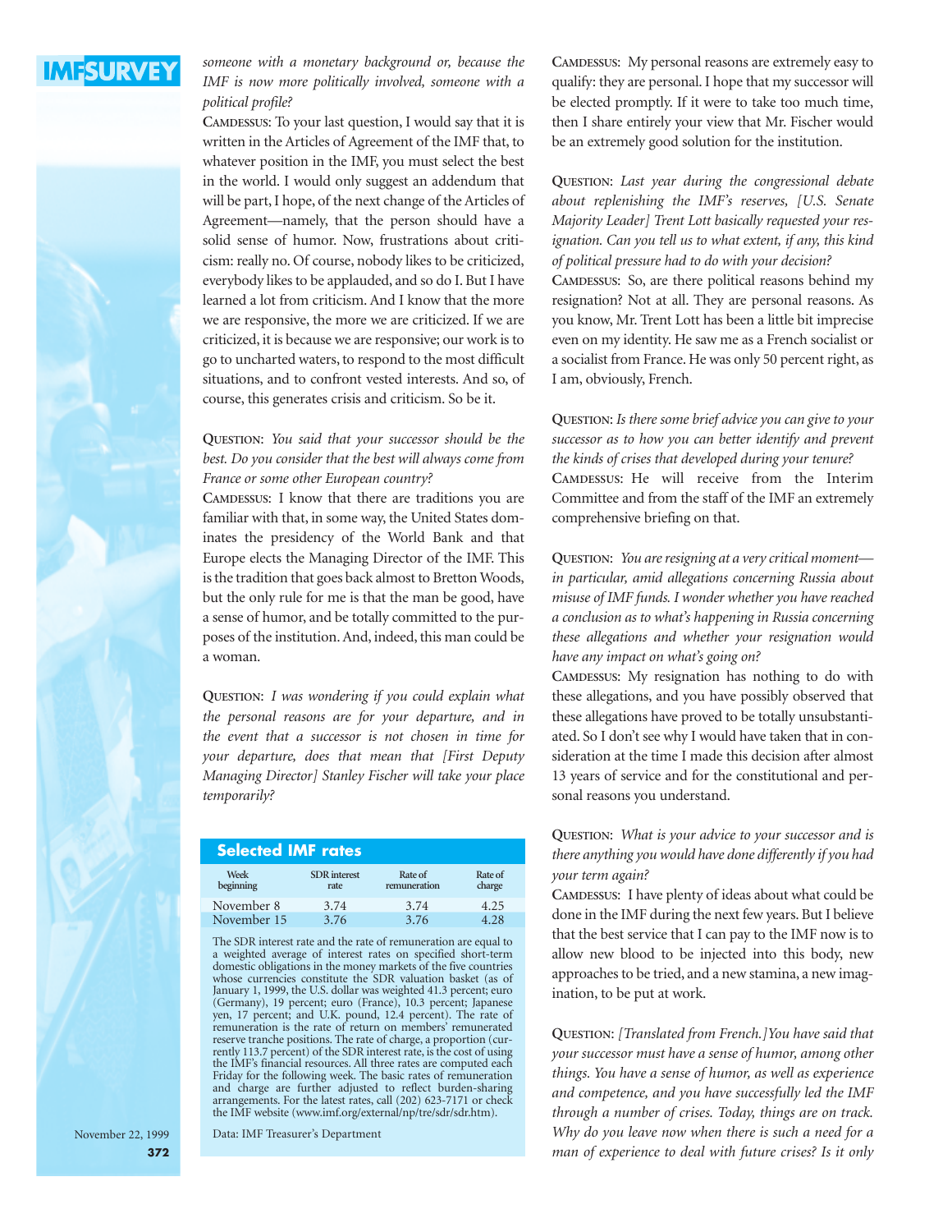*someone with a monetary background or, because the IMF is now more politically involved, someone with a political profile?*

CAMDESSUS: To your last question, I would say that it is written in the Articles of Agreement of the IMF that, to whatever position in the IMF, you must select the best in the world. I would only suggest an addendum that will be part, I hope, of the next change of the Articles of Agreement—namely, that the person should have a solid sense of humor. Now, frustrations about criticism: really no. Of course, nobody likes to be criticized, everybody likes to be applauded, and so do I. But I have learned a lot from criticism. And I know that the more we are responsive, the more we are criticized. If we are criticized, it is because we are responsive; our work is to go to uncharted waters, to respond to the most difficult situations, and to confront vested interests. And so, of course, this generates crisis and criticism. So be it.

QUESTION: *You said that your successor should be the best. Do you consider that the best will always come from France or some other European country?*

CAMDESSUS: I know that there are traditions you are familiar with that, in some way, the United States dominates the presidency of the World Bank and that Europe elects the Managing Director of the IMF. This is the tradition that goes back almost to Bretton Woods, but the only rule for me is that the man be good, have a sense of humor, and be totally committed to the purposes of the institution. And, indeed, this man could be a woman.

QUESTION: *I was wondering if you could explain what the personal reasons are for your departure, and in the event that a successor is not chosen in time for your departure, does that mean that [First Deputy Managing Director] Stanley Fischer will take your place temporarily?*

CAMDESSUS: My personal reasons are extremely easy to qualify: they are personal. I hope that my successor will be elected promptly. If it were to take too much time, then I share entirely your view that Mr. Fischer would be an extremely good solution for the institution.

QUESTION: *Last year during the congressional debate about replenishing the IMF's reserves, [U.S. Senate Majority Leader] Trent Lott basically requested your resignation. Can you tell us to what extent, if any, this kind of political pressure had to do with your decision?*

CAMDESSUS: So, are there political reasons behind my resignation? Not at all. They are personal reasons. As you know, Mr. Trent Lott has been a little bit imprecise even on my identity. He saw me as a French socialist or a socialist from France. He was only 50 percent right, as I am, obviously, French.

QUESTION: *Is there some brief advice you can give to your successor as to how you can better identify and prevent the kinds of crises that developed during your tenure?*

CAMDESSUS: He will receive from the Interim Committee and from the staff of the IMF an extremely comprehensive briefing on that.

QUESTION: *You are resigning at a very critical moment—in particular, amid allegations concerning Russia about misuse of IMF funds. I wonder whether you have reached a conclusion as to what's happening in Russia concerning these allegations and whether your resignation would have any impact on what's going on?*

CAMDESSUS: My resignation has nothing to do with these allegations, and you have possibly observed that these allegations have proved to be totally unsubstantiated. So I don't see why I would have taken that in consideration at the time I made this decision after almost 13 years of service and for the constitutional and personal reasons you understand.

QUESTION: *What is your advice to your successor and is there anything you would have done differently if you had your term again?*

CAMDESSUS: I have plenty of ideas about what could be done in the IMF during the next few years. But I believe that the best service that I can pay to the IMF now is to allow new blood to be injected into this body, new approaches to be tried, and a new stamina, a new imagination, to be put at work.

QUESTION: *[Translated from French.]You have said that your successor must have a sense of humor, among other things. You have a sense of humor, as well as experience and competence, and you have successfully led the IMF through a number of crises. Today, things are on track. Why do you leave now when there is such a need for a man of experience to deal with future crises? Is it only*

### Selected IMF rates

| Week beginning | SDR interest rate | Rate of remuneration | Rate of charge |
|---|---|---|---|
| November 8 | 3.74 | 3.74 | 4.25 |
| November 15 | 3.76 | 3.76 | 4.28 |

The SDR interest rate and the rate of remuneration are equal to a weighted average of interest rates on specified short-term domestic obligations in the money markets of the five countries whose currencies constitute the SDR valuation basket (as of January 1, 1999, the U.S. dollar was weighted 41.3 percent; euro (Germany), 19 percent; euro (France), 10.3 percent; Japanese yen, 17 percent; and U.K. pound, 12.4 percent). The rate of remuneration is the rate of return on members' remunerated reserve tranche positions. The rate of charge, a proportion (currently 113.7 percent) of the SDR interest rate, is the cost of using the IMF's financial resources. All three rates are computed each Friday for the following week. The basic rates of remuneration and charge are further adjusted to reflect burden-sharing arrangements. For the latest rates, call (202) 623-7171 or check the IMF website (www.imf.org/external/np/tre/sdr/sdr.htm).

Data: IMF Treasurer's Department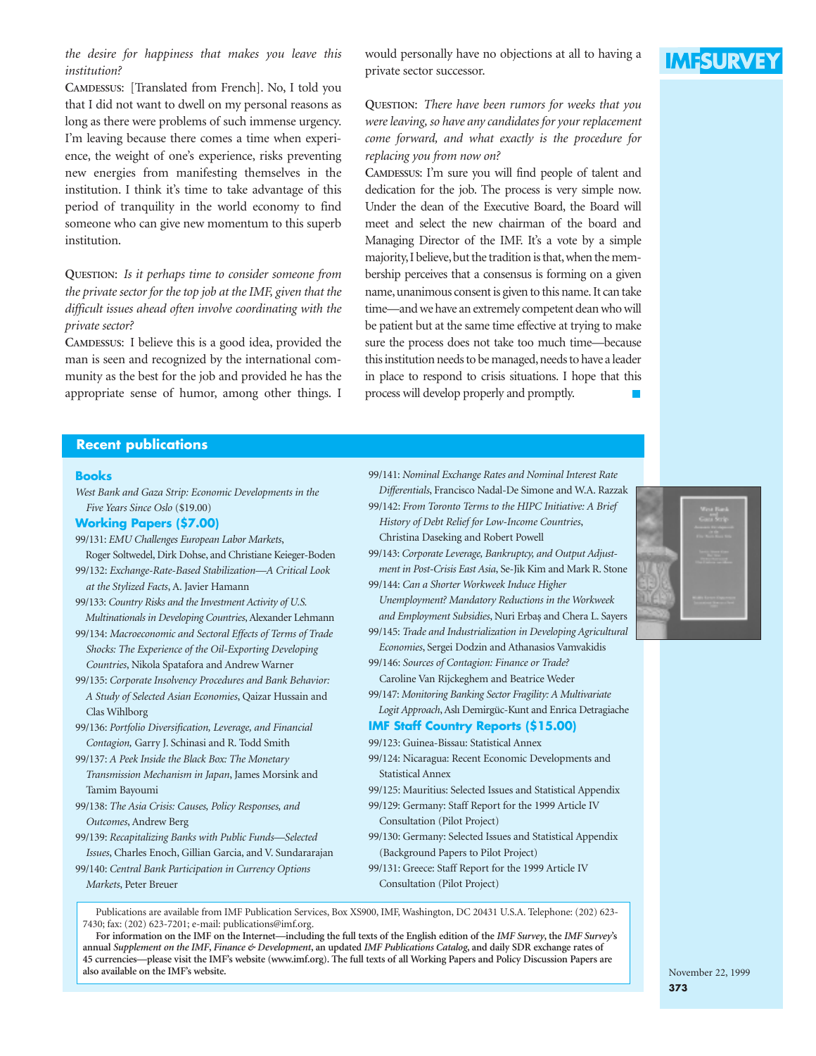*the desire for happiness that makes you leave this institution?*

CAMDESSUS: [Translated from French]. No, I told you that I did not want to dwell on my personal reasons as long as there were problems of such immense urgency. I'm leaving because there comes a time when experience, the weight of one's experience, risks preventing new energies from manifesting themselves in the institution. I think it's time to take advantage of this period of tranquility in the world economy to find someone who can give new momentum to this superb institution.

QUESTION: *Is it perhaps time to consider someone from the private sector for the top job at the IMF, given that the difficult issues ahead often involve coordinating with the private sector?*

CAMDESSUS: I believe this is a good idea, provided the man is seen and recognized by the international community as the best for the job and provided he has the appropriate sense of humor, among other things. I would personally have no objections at all to having a private sector successor.

QUESTION: *There have been rumors for weeks that you were leaving, so have any candidates for your replacement come forward, and what exactly is the procedure for replacing you from now on?*

CAMDESSUS: I'm sure you will find people of talent and dedication for the job. The process is very simple now. Under the dean of the Executive Board, the Board will meet and select the new chairman of the board and Managing Director of the IMF. It's a vote by a simple majority, I believe, but the tradition is that, when the membership perceives that a consensus is forming on a given name, unanimous consent is given to this name. It can take time—and we have an extremely competent dean who will be patient but at the same time effective at trying to make sure the process does not take too much time—because this institution needs to be managed, needs to have a leader in place to respond to crisis situations. I hope that this process will develop properly and promptly.

## Recent publications

### Books

*West Bank and Gaza Strip: Economic Developments in the Five Years Since Oslo* ($19.00)

### Working Papers ($7.00)

99/131: *EMU Challenges European Labor Markets*, Roger Soltwedel, Dirk Dohse, and Christiane Keieger-Boden

99/132: *Exchange-Rate-Based Stabilization—A Critical Look at the Stylized Facts*, A. Javier Hamann

99/133: *Country Risks and the Investment Activity of U.S. Multinationals in Developing Countries*, Alexander Lehmann

99/134: *Macroeconomic and Sectoral Effects of Terms of Trade Shocks: The Experience of the Oil-Exporting Developing Countries*, Nikola Spatafora and Andrew Warner

99/135: *Corporate Insolvency Procedures and Bank Behavior: A Study of Selected Asian Economies*, Qaizar Hussain and Clas Wihlborg

99/136: *Portfolio Diversification, Leverage, and Financial Contagion,* Garry J. Schinasi and R. Todd Smith

99/137: *A Peek Inside the Black Box: The Monetary Transmission Mechanism in Japan*, James Morsink and Tamim Bayoumi

99/138: *The Asia Crisis: Causes, Policy Responses, and Outcomes*, Andrew Berg

99/139: *Recapitalizing Banks with Public Funds—Selected Issues*, Charles Enoch, Gillian Garcia, and V. Sundararajan

99/140: *Central Bank Participation in Currency Options Markets*, Peter Breuer

99/141: *Nominal Exchange Rates and Nominal Interest Rate Differentials*, Francisco Nadal-De Simone and W.A. Razzak

99/142: *From Toronto Terms to the HIPC Initiative: A Brief History of Debt Relief for Low-Income Countries*, Christina Daseking and Robert Powell

99/143: *Corporate Leverage, Bankruptcy, and Output Adjustment in Post-Crisis East Asia*, Se-Jik Kim and Mark R. Stone

99/144: *Can a Shorter Workweek Induce Higher Unemployment? Mandatory Reductions in the Workweek and Employment Subsidies*, Nuri Erbaş and Chera L. Sayers

99/145: *Trade and Industrialization in Developing Agricultural Economies*, Sergei Dodzin and Athanasios Vamvakidis

99/146: *Sources of Contagion: Finance or Trade?* Caroline Van Rijckeghem and Beatrice Weder

99/147: *Monitoring Banking Sector Fragility: A Multivariate Logit Approach*, Aslı Demirgüc-Kunt and Enrica Detragiache

### IMF Staff Country Reports ($15.00)

99/123: Guinea-Bissau: Statistical Annex

99/124: Nicaragua: Recent Economic Developments and Statistical Annex

99/125: Mauritius: Selected Issues and Statistical Appendix

99/129: Germany: Staff Report for the 1999 Article IV Consultation (Pilot Project)

99/130: Germany: Selected Issues and Statistical Appendix (Background Papers to Pilot Project)

99/131: Greece: Staff Report for the 1999 Article IV Consultation (Pilot Project)

Publications are available from IMF Publication Services, Box XS900, IMF, Washington, DC 20431 U.S.A. Telephone: (202) 623-7430; fax: (202) 623-7201; e-mail: publications@imf.org.

**For information on the IMF on the Internet—including the full texts of the English edition of the *IMF Survey*, the *IMF Survey*'s annual *Supplement on the IMF*, *Finance & Development*, an updated *IMF Publications Catalog*, and daily SDR exchange rates of 45 currencies—please visit the IMF's website (www.imf.org). The full texts of all Working Papers and Policy Discussion Papers are also available on the IMF's website.**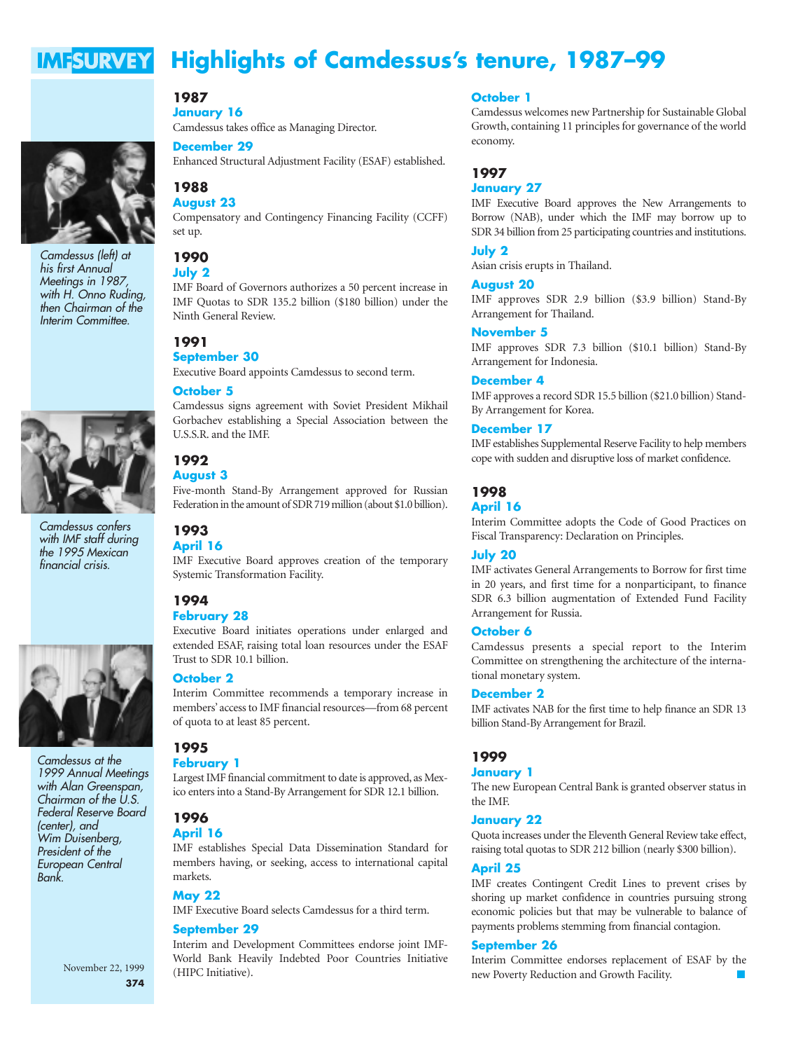# Highlights of Camdessus's tenure, 1987–99

*Camdessus (left) at his first Annual Meetings in 1987, with H. Onno Ruding, then Chairman of the Interim Committee.*

*Camdessus confers with IMF staff during the 1995 Mexican financial crisis.*

*Camdessus at the 1999 Annual Meetings with Alan Greenspan, Chairman of the U.S. Federal Reserve Board (center), and Wim Duisenberg, President of the European Central Bank.*

## 1987

**January 16**

Camdessus takes office as Managing Director.

**December 29**

Enhanced Structural Adjustment Facility (ESAF) established.

## 1988

**August 23**

Compensatory and Contingency Financing Facility (CCFF) set up.

## 1990

**July 2**

IMF Board of Governors authorizes a 50 percent increase in IMF Quotas to SDR 135.2 billion ($180 billion) under the Ninth General Review.

## 1991

**September 30**

Executive Board appoints Camdessus to second term.

**October 5**

Camdessus signs agreement with Soviet President Mikhail Gorbachev establishing a Special Association between the U.S.S.R. and the IMF.

## 1992

**August 3**

Five-month Stand-By Arrangement approved for Russian Federation in the amount of SDR 719 million (about $1.0 billion).

## 1993

**April 16**

IMF Executive Board approves creation of the temporary Systemic Transformation Facility.

## 1994

**February 28**

Executive Board initiates operations under enlarged and extended ESAF, raising total loan resources under the ESAF Trust to SDR 10.1 billion.

**October 2**

Interim Committee recommends a temporary increase in members' access to IMF financial resources—from 68 percent of quota to at least 85 percent.

## 1995

**February 1**

Largest IMF financial commitment to date is approved, as Mexico enters into a Stand-By Arrangement for SDR 12.1 billion.

## 1996

**April 16**

IMF establishes Special Data Dissemination Standard for members having, or seeking, access to international capital markets.

**May 22**

IMF Executive Board selects Camdessus for a third term.

**September 29**

Interim and Development Committees endorse joint IMF-World Bank Heavily Indebted Poor Countries Initiative (HIPC Initiative).

**October 1**

Camdessus welcomes new Partnership for Sustainable Global Growth, containing 11 principles for governance of the world economy.

## 1997

**January 27**

IMF Executive Board approves the New Arrangements to Borrow (NAB), under which the IMF may borrow up to SDR 34 billion from 25 participating countries and institutions.

**July 2**

Asian crisis erupts in Thailand.

**August 20**

IMF approves SDR 2.9 billion ($3.9 billion) Stand-By Arrangement for Thailand.

**November 5**

IMF approves SDR 7.3 billion ($10.1 billion) Stand-By Arrangement for Indonesia.

**December 4**

IMF approves a record SDR 15.5 billion ($21.0 billion) Stand-By Arrangement for Korea.

**December 17**

IMF establishes Supplemental Reserve Facility to help members cope with sudden and disruptive loss of market confidence.

## 1998

**April 16**

Interim Committee adopts the Code of Good Practices on Fiscal Transparency: Declaration on Principles.

**July 20**

IMF activates General Arrangements to Borrow for first time in 20 years, and first time for a nonparticipant, to finance SDR 6.3 billion augmentation of Extended Fund Facility Arrangement for Russia.

**October 6**

Camdessus presents a special report to the Interim Committee on strengthening the architecture of the international monetary system.

**December 2**

IMF activates NAB for the first time to help finance an SDR 13 billion Stand-By Arrangement for Brazil.

## 1999

**January 1**

The new European Central Bank is granted observer status in the IMF.

**January 22**

Quota increases under the Eleventh General Review take effect, raising total quotas to SDR 212 billion (nearly $300 billion).

**April 25**

IMF creates Contingent Credit Lines to prevent crises by shoring up market confidence in countries pursuing strong economic policies but that may be vulnerable to balance of payments problems stemming from financial contagion.

**September 26**

Interim Committee endorses replacement of ESAF by the new Poverty Reduction and Growth Facility.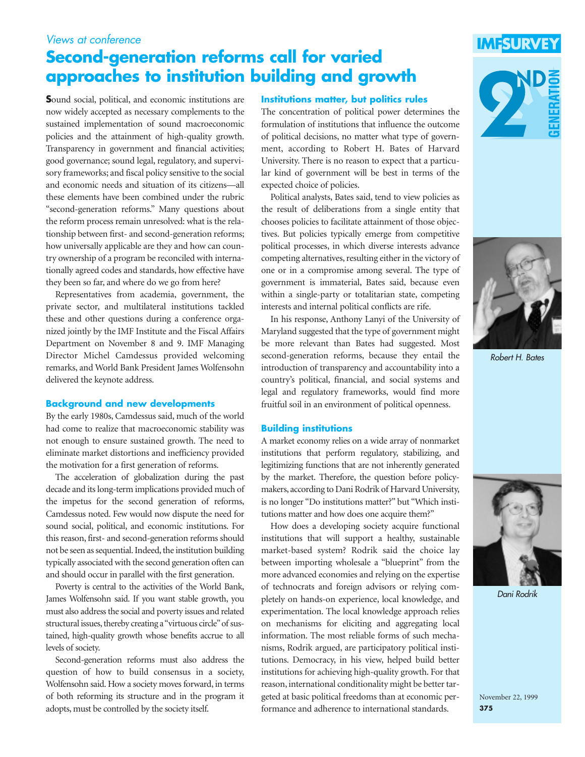*Views at conference*

# Second-generation reforms call for varied approaches to institution building and growth

Sound social, political, and economic institutions are now widely accepted as necessary complements to the sustained implementation of sound macroeconomic policies and the attainment of high-quality growth. Transparency in government and financial activities; good governance; sound legal, regulatory, and supervisory frameworks; and fiscal policy sensitive to the social and economic needs and situation of its citizens—all these elements have been combined under the rubric "second-generation reforms." Many questions about the reform process remain unresolved: what is the relationship between first- and second-generation reforms; how universally applicable are they and how can country ownership of a program be reconciled with internationally agreed codes and standards, how effective have they been so far, and where do we go from here?

Representatives from academia, government, the private sector, and multilateral institutions tackled these and other questions during a conference organized jointly by the IMF Institute and the Fiscal Affairs Department on November 8 and 9. IMF Managing Director Michel Camdessus provided welcoming remarks, and World Bank President James Wolfensohn delivered the keynote address.

## Background and new developments

By the early 1980s, Camdessus said, much of the world had come to realize that macroeconomic stability was not enough to ensure sustained growth. The need to eliminate market distortions and inefficiency provided the motivation for a first generation of reforms.

The acceleration of globalization during the past decade and its long-term implications provided much of the impetus for the second generation of reforms, Camdessus noted. Few would now dispute the need for sound social, political, and economic institutions. For this reason, first- and second-generation reforms should not be seen as sequential. Indeed, the institution building typically associated with the second generation often can and should occur in parallel with the first generation.

Poverty is central to the activities of the World Bank, James Wolfensohn said. If you want stable growth, you must also address the social and poverty issues and related structural issues, thereby creating a "virtuous circle" of sustained, high-quality growth whose benefits accrue to all levels of society.

Second-generation reforms must also address the question of how to build consensus in a society, Wolfensohn said. How a society moves forward, in terms of both reforming its structure and in the program it adopts, must be controlled by the society itself.

## Institutions matter, but politics rules

The concentration of political power determines the formulation of institutions that influence the outcome of political decisions, no matter what type of government, according to Robert H. Bates of Harvard University. There is no reason to expect that a particular kind of government will be best in terms of the expected choice of policies.

Political analysts, Bates said, tend to view policies as the result of deliberations from a single entity that chooses policies to facilitate attainment of those objectives. But policies typically emerge from competitive political processes, in which diverse interests advance competing alternatives, resulting either in the victory of one or in a compromise among several. The type of government is immaterial, Bates said, because even within a single-party or totalitarian state, competing interests and internal political conflicts are rife.

In his response, Anthony Lanyi of the University of Maryland suggested that the type of government might be more relevant than Bates had suggested. Most second-generation reforms, because they entail the introduction of transparency and accountability into a country's political, financial, and social systems and legal and regulatory frameworks, would find more fruitful soil in an environment of political openness.

Robert H. Bates

## Building institutions

A market economy relies on a wide array of nonmarket institutions that perform regulatory, stabilizing, and legitimizing functions that are not inherently generated by the market. Therefore, the question before policymakers, according to Dani Rodrik of Harvard University, is no longer "Do institutions matter?" but "Which institutions matter and how does one acquire them?"

How does a developing society acquire functional institutions that will support a healthy, sustainable market-based system? Rodrik said the choice lay between importing wholesale a "blueprint" from the more advanced economies and relying on the expertise of technocrats and foreign advisors or relying completely on hands-on experience, local knowledge, and experimentation. The local knowledge approach relies on mechanisms for eliciting and aggregating local information. The most reliable forms of such mechanisms, Rodrik argued, are participatory political institutions. Democracy, in his view, helped build better institutions for achieving high-quality growth. For that reason, international conditionality might be better targeted at basic political freedoms than at economic performance and adherence to international standards.

Dani Rodrik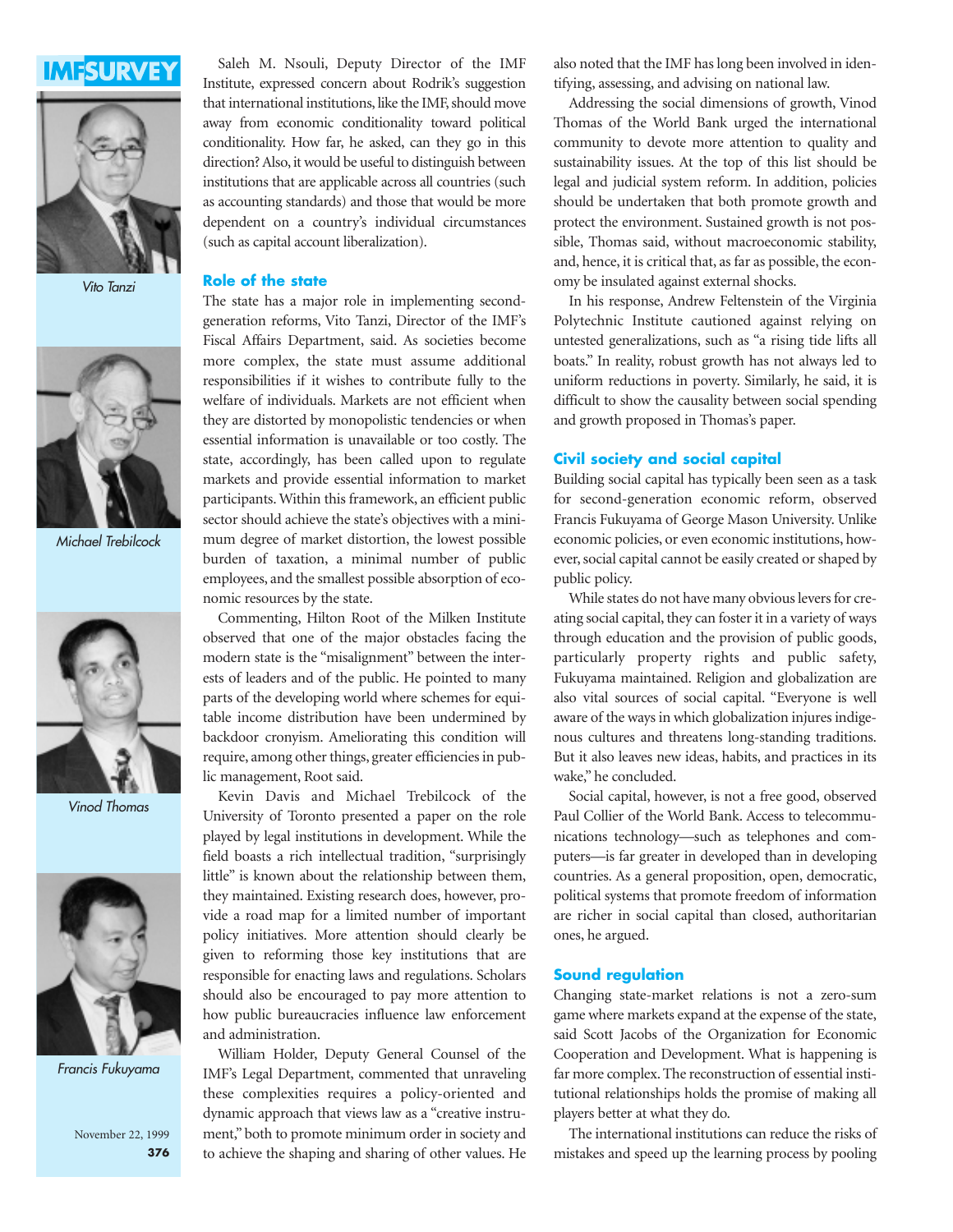Saleh M. Nsouli, Deputy Director of the IMF Institute, expressed concern about Rodrik's suggestion that international institutions, like the IMF, should move away from economic conditionality toward political conditionality. How far, he asked, can they go in this direction? Also, it would be useful to distinguish between institutions that are applicable across all countries (such as accounting standards) and those that would be more dependent on a country's individual circumstances (such as capital account liberalization).

## Role of the state

The state has a major role in implementing second-generation reforms, Vito Tanzi, Director of the IMF's Fiscal Affairs Department, said. As societies become more complex, the state must assume additional responsibilities if it wishes to contribute fully to the welfare of individuals. Markets are not efficient when they are distorted by monopolistic tendencies or when essential information is unavailable or too costly. The state, accordingly, has been called upon to regulate markets and provide essential information to market participants. Within this framework, an efficient public sector should achieve the state's objectives with a minimum degree of market distortion, the lowest possible burden of taxation, a minimal number of public employees, and the smallest possible absorption of economic resources by the state.

Commenting, Hilton Root of the Milken Institute observed that one of the major obstacles facing the modern state is the "misalignment" between the interests of leaders and of the public. He pointed to many parts of the developing world where schemes for equitable income distribution have been undermined by backdoor cronyism. Ameliorating this condition will require, among other things, greater efficiencies in public management, Root said.

Kevin Davis and Michael Trebilcock of the University of Toronto presented a paper on the role played by legal institutions in development. While the field boasts a rich intellectual tradition, "surprisingly little" is known about the relationship between them, they maintained. Existing research does, however, provide a road map for a limited number of important policy initiatives. More attention should clearly be given to reforming those key institutions that are responsible for enacting laws and regulations. Scholars should also be encouraged to pay more attention to how public bureaucracies influence law enforcement and administration.

William Holder, Deputy General Counsel of the IMF's Legal Department, commented that unraveling these complexities requires a policy-oriented and dynamic approach that views law as a "creative instrument," both to promote minimum order in society and to achieve the shaping and sharing of other values. He also noted that the IMF has long been involved in identifying, assessing, and advising on national law.

Addressing the social dimensions of growth, Vinod Thomas of the World Bank urged the international community to devote more attention to quality and sustainability issues. At the top of this list should be legal and judicial system reform. In addition, policies should be undertaken that both promote growth and protect the environment. Sustained growth is not possible, Thomas said, without macroeconomic stability, and, hence, it is critical that, as far as possible, the economy be insulated against external shocks.

In his response, Andrew Feltenstein of the Virginia Polytechnic Institute cautioned against relying on untested generalizations, such as "a rising tide lifts all boats." In reality, robust growth has not always led to uniform reductions in poverty. Similarly, he said, it is difficult to show the causality between social spending and growth proposed in Thomas's paper.

## Civil society and social capital

Building social capital has typically been seen as a task for second-generation economic reform, observed Francis Fukuyama of George Mason University. Unlike economic policies, or even economic institutions, however, social capital cannot be easily created or shaped by public policy.

While states do not have many obvious levers for creating social capital, they can foster it in a variety of ways through education and the provision of public goods, particularly property rights and public safety, Fukuyama maintained. Religion and globalization are also vital sources of social capital. "Everyone is well aware of the ways in which globalization injures indigenous cultures and threatens long-standing traditions. But it also leaves new ideas, habits, and practices in its wake," he concluded.

Social capital, however, is not a free good, observed Paul Collier of the World Bank. Access to telecommunications technology—such as telephones and computers—is far greater in developed than in developing countries. As a general proposition, open, democratic, political systems that promote freedom of information are richer in social capital than closed, authoritarian ones, he argued.

## Sound regulation

Changing state-market relations is not a zero-sum game where markets expand at the expense of the state, said Scott Jacobs of the Organization for Economic Cooperation and Development. What is happening is far more complex. The reconstruction of essential institutional relationships holds the promise of making all players better at what they do.

The international institutions can reduce the risks of mistakes and speed up the learning process by pooling

*Vito Tanzi*

*Michael Trebilcock*

*Vinod Thomas*

*Francis Fukuyama*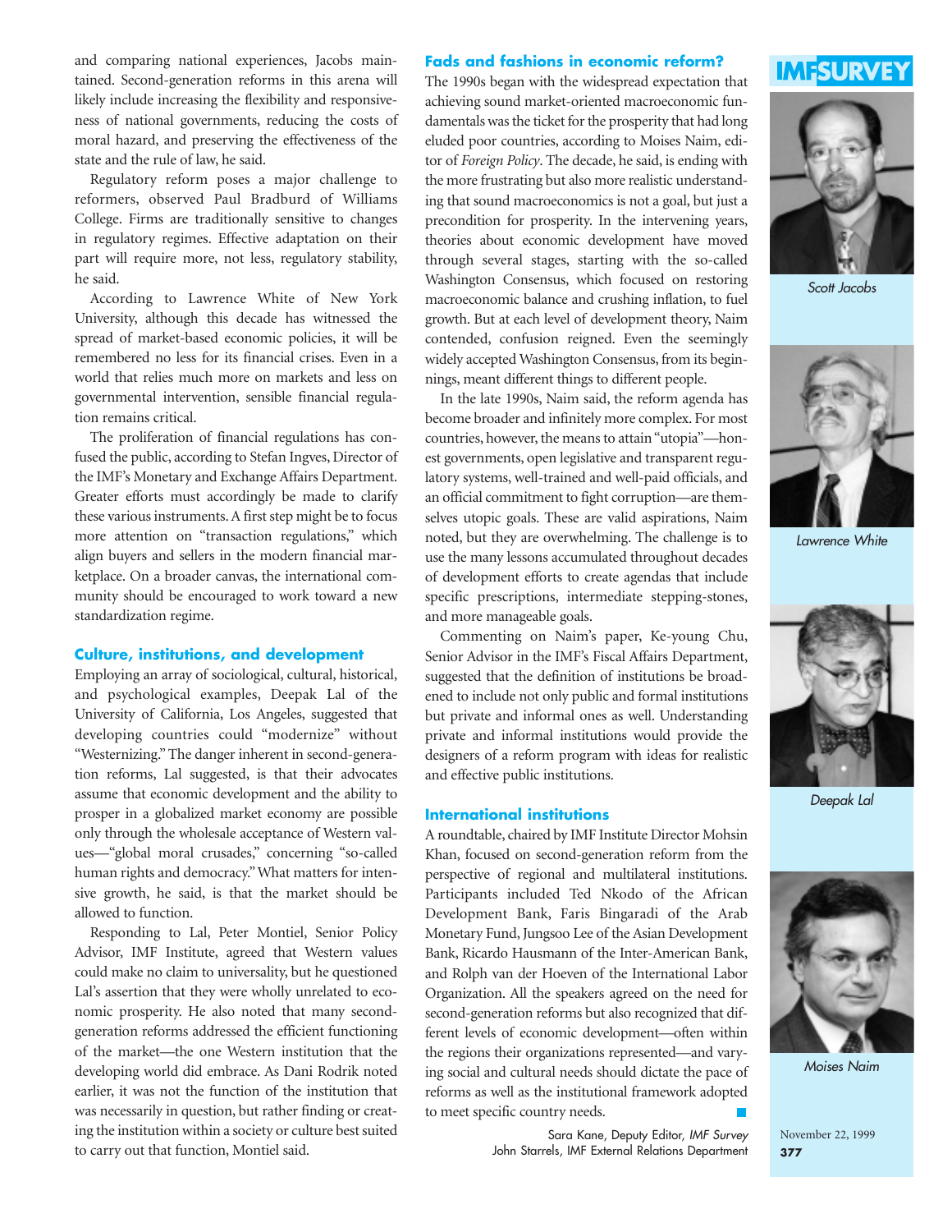and comparing national experiences, Jacobs maintained. Second-generation reforms in this arena will likely include increasing the flexibility and responsiveness of national governments, reducing the costs of moral hazard, and preserving the effectiveness of the state and the rule of law, he said.

Regulatory reform poses a major challenge to reformers, observed Paul Bradburd of Williams College. Firms are traditionally sensitive to changes in regulatory regimes. Effective adaptation on their part will require more, not less, regulatory stability, he said.

According to Lawrence White of New York University, although this decade has witnessed the spread of market-based economic policies, it will be remembered no less for its financial crises. Even in a world that relies much more on markets and less on governmental intervention, sensible financial regulation remains critical.

The proliferation of financial regulations has confused the public, according to Stefan Ingves, Director of the IMF's Monetary and Exchange Affairs Department. Greater efforts must accordingly be made to clarify these various instruments. A first step might be to focus more attention on "transaction regulations," which align buyers and sellers in the modern financial marketplace. On a broader canvas, the international community should be encouraged to work toward a new standardization regime.

### Culture, institutions, and development

Employing an array of sociological, cultural, historical, and psychological examples, Deepak Lal of the University of California, Los Angeles, suggested that developing countries could "modernize" without "Westernizing." The danger inherent in second-generation reforms, Lal suggested, is that their advocates assume that economic development and the ability to prosper in a globalized market economy are possible only through the wholesale acceptance of Western values—"global moral crusades," concerning "so-called human rights and democracy." What matters for intensive growth, he said, is that the market should be allowed to function.

Responding to Lal, Peter Montiel, Senior Policy Advisor, IMF Institute, agreed that Western values could make no claim to universality, but he questioned Lal's assertion that they were wholly unrelated to economic prosperity. He also noted that many second-generation reforms addressed the efficient functioning of the market—the one Western institution that the developing world did embrace. As Dani Rodrik noted earlier, it was not the function of the institution that was necessarily in question, but rather finding or creating the institution within a society or culture best suited to carry out that function, Montiel said.

### Fads and fashions in economic reform?

The 1990s began with the widespread expectation that achieving sound market-oriented macroeconomic fundamentals was the ticket for the prosperity that had long eluded poor countries, according to Moises Naim, editor of *Foreign Policy*. The decade, he said, is ending with the more frustrating but also more realistic understanding that sound macroeconomics is not a goal, but just a precondition for prosperity. In the intervening years, theories about economic development have moved through several stages, starting with the so-called Washington Consensus, which focused on restoring macroeconomic balance and crushing inflation, to fuel growth. But at each level of development theory, Naim contended, confusion reigned. Even the seemingly widely accepted Washington Consensus, from its beginnings, meant different things to different people.

In the late 1990s, Naim said, the reform agenda has become broader and infinitely more complex. For most countries, however, the means to attain "utopia"—honest governments, open legislative and transparent regulatory systems, well-trained and well-paid officials, and an official commitment to fight corruption—are themselves utopic goals. These are valid aspirations, Naim noted, but they are overwhelming. The challenge is to use the many lessons accumulated throughout decades of development efforts to create agendas that include specific prescriptions, intermediate stepping-stones, and more manageable goals.

Commenting on Naim's paper, Ke-young Chu, Senior Advisor in the IMF's Fiscal Affairs Department, suggested that the definition of institutions be broadened to include not only public and formal institutions but private and informal ones as well. Understanding private and informal institutions would provide the designers of a reform program with ideas for realistic and effective public institutions.

### International institutions

A roundtable, chaired by IMF Institute Director Mohsin Khan, focused on second-generation reform from the perspective of regional and multilateral institutions. Participants included Ted Nkodo of the African Development Bank, Faris Bingaradi of the Arab Monetary Fund, Jungsoo Lee of the Asian Development Bank, Ricardo Hausmann of the Inter-American Bank, and Rolph van der Hoeven of the International Labor Organization. All the speakers agreed on the need for second-generation reforms but also recognized that different levels of economic development—often within the regions their organizations represented—and varying social and cultural needs should dictate the pace of reforms as well as the institutional framework adopted to meet specific country needs.

Sara Kane, Deputy Editor, *IMF Survey*
John Starrels, IMF External Relations Department

Scott Jacobs

Lawrence White

Deepak Lal

Moises Naim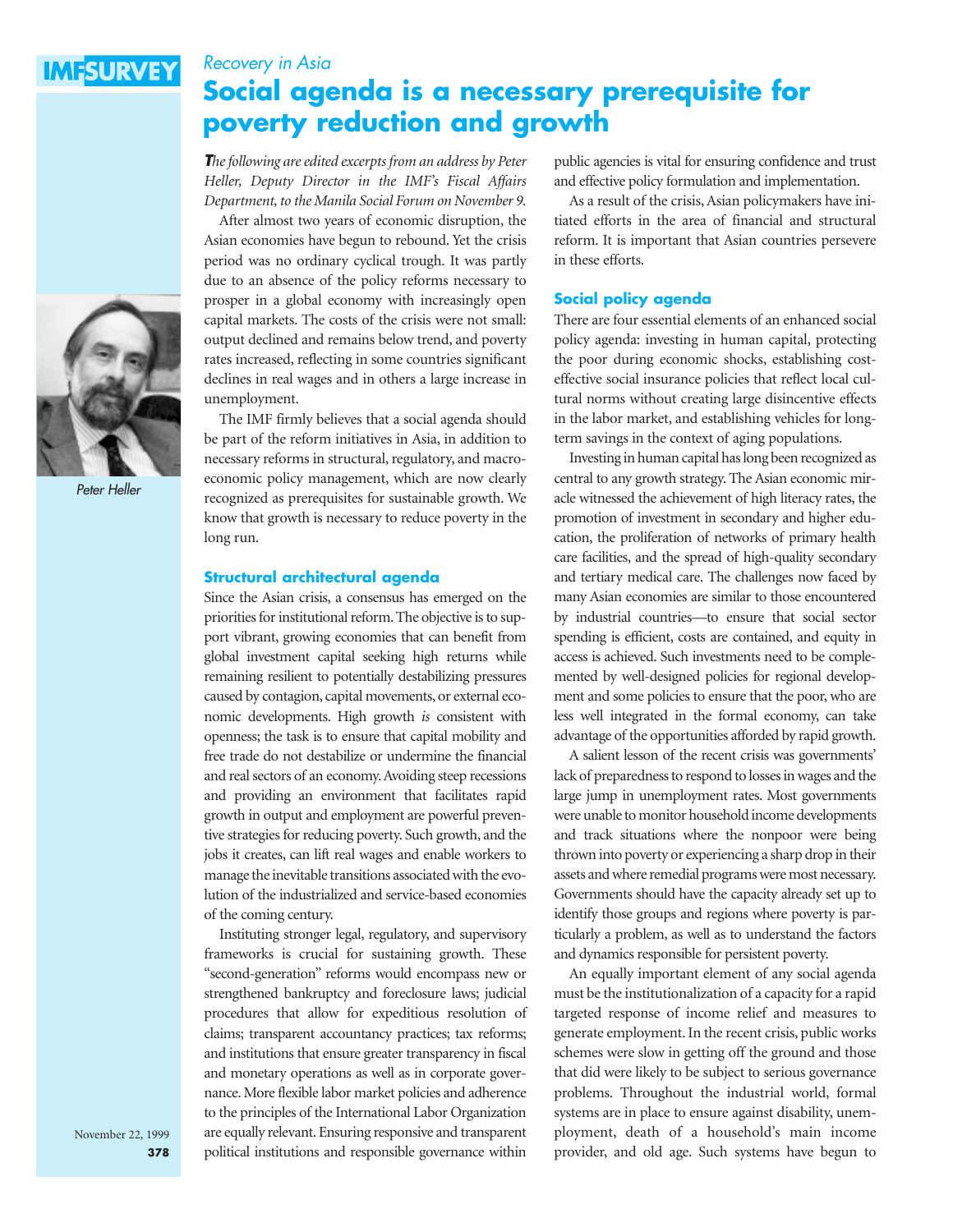*Recovery in Asia*

# Social agenda is a necessary prerequisite for poverty reduction and growth

*The following are edited excerpts from an address by Peter Heller, Deputy Director in the IMF's Fiscal Affairs Department, to the Manila Social Forum on November 9.*

After almost two years of economic disruption, the Asian economies have begun to rebound. Yet the crisis period was no ordinary cyclical trough. It was partly due to an absence of the policy reforms necessary to prosper in a global economy with increasingly open capital markets. The costs of the crisis were not small: output declined and remains below trend, and poverty rates increased, reflecting in some countries significant declines in real wages and in others a large increase in unemployment.

The IMF firmly believes that a social agenda should be part of the reform initiatives in Asia, in addition to necessary reforms in structural, regulatory, and macroeconomic policy management, which are now clearly recognized as prerequisites for sustainable growth. We know that growth is necessary to reduce poverty in the long run.

Peter Heller

### Structural architectural agenda

Since the Asian crisis, a consensus has emerged on the priorities for institutional reform. The objective is to support vibrant, growing economies that can benefit from global investment capital seeking high returns while remaining resilient to potentially destabilizing pressures caused by contagion, capital movements, or external economic developments. High growth *is* consistent with openness; the task is to ensure that capital mobility and free trade do not destabilize or undermine the financial and real sectors of an economy. Avoiding steep recessions and providing an environment that facilitates rapid growth in output and employment are powerful preventive strategies for reducing poverty. Such growth, and the jobs it creates, can lift real wages and enable workers to manage the inevitable transitions associated with the evolution of the industrialized and service-based economies of the coming century.

Instituting stronger legal, regulatory, and supervisory frameworks is crucial for sustaining growth. These "second-generation" reforms would encompass new or strengthened bankruptcy and foreclosure laws; judicial procedures that allow for expeditious resolution of claims; transparent accountancy practices; tax reforms; and institutions that ensure greater transparency in fiscal and monetary operations as well as in corporate governance. More flexible labor market policies and adherence to the principles of the International Labor Organization are equally relevant. Ensuring responsive and transparent political institutions and responsible governance within public agencies is vital for ensuring confidence and trust and effective policy formulation and implementation.

As a result of the crisis, Asian policymakers have initiated efforts in the area of financial and structural reform. It is important that Asian countries persevere in these efforts.

### Social policy agenda

There are four essential elements of an enhanced social policy agenda: investing in human capital, protecting the poor during economic shocks, establishing cost-effective social insurance policies that reflect local cultural norms without creating large disincentive effects in the labor market, and establishing vehicles for long-term savings in the context of aging populations.

Investing in human capital has long been recognized as central to any growth strategy. The Asian economic miracle witnessed the achievement of high literacy rates, the promotion of investment in secondary and higher education, the proliferation of networks of primary health care facilities, and the spread of high-quality secondary and tertiary medical care. The challenges now faced by many Asian economies are similar to those encountered by industrial countries—to ensure that social sector spending is efficient, costs are contained, and equity in access is achieved. Such investments need to be complemented by well-designed policies for regional development and some policies to ensure that the poor, who are less well integrated in the formal economy, can take advantage of the opportunities afforded by rapid growth.

A salient lesson of the recent crisis was governments' lack of preparedness to respond to losses in wages and the large jump in unemployment rates. Most governments were unable to monitor household income developments and track situations where the nonpoor were being thrown into poverty or experiencing a sharp drop in their assets and where remedial programs were most necessary. Governments should have the capacity already set up to identify those groups and regions where poverty is particularly a problem, as well as to understand the factors and dynamics responsible for persistent poverty.

An equally important element of any social agenda must be the institutionalization of a capacity for a rapid targeted response of income relief and measures to generate employment. In the recent crisis, public works schemes were slow in getting off the ground and those that did were likely to be subject to serious governance problems. Throughout the industrial world, formal systems are in place to ensure against disability, unemployment, death of a household's main income provider, and old age. Such systems have begun to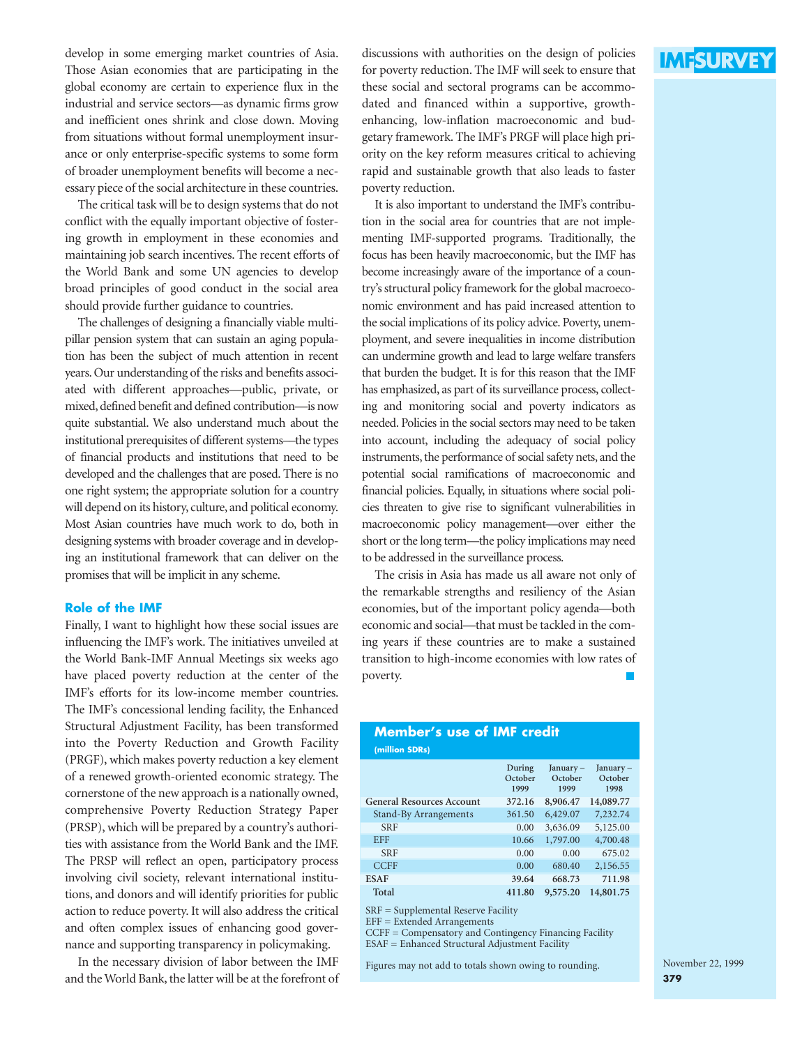develop in some emerging market countries of Asia. Those Asian economies that are participating in the global economy are certain to experience flux in the industrial and service sectors—as dynamic firms grow and inefficient ones shrink and close down. Moving from situations without formal unemployment insurance or only enterprise-specific systems to some form of broader unemployment benefits will become a necessary piece of the social architecture in these countries.

The critical task will be to design systems that do not conflict with the equally important objective of fostering growth in employment in these economies and maintaining job search incentives. The recent efforts of the World Bank and some UN agencies to develop broad principles of good conduct in the social area should provide further guidance to countries.

The challenges of designing a financially viable multipillar pension system that can sustain an aging population has been the subject of much attention in recent years. Our understanding of the risks and benefits associated with different approaches—public, private, or mixed, defined benefit and defined contribution—is now quite substantial. We also understand much about the institutional prerequisites of different systems—the types of financial products and institutions that need to be developed and the challenges that are posed. There is no one right system; the appropriate solution for a country will depend on its history, culture, and political economy. Most Asian countries have much work to do, both in designing systems with broader coverage and in developing an institutional framework that can deliver on the promises that will be implicit in any scheme.

### Role of the IMF

Finally, I want to highlight how these social issues are influencing the IMF's work. The initiatives unveiled at the World Bank-IMF Annual Meetings six weeks ago have placed poverty reduction at the center of the IMF's efforts for its low-income member countries. The IMF's concessional lending facility, the Enhanced Structural Adjustment Facility, has been transformed into the Poverty Reduction and Growth Facility (PRGF), which makes poverty reduction a key element of a renewed growth-oriented economic strategy. The cornerstone of the new approach is a nationally owned, comprehensive Poverty Reduction Strategy Paper (PRSP), which will be prepared by a country's authorities with assistance from the World Bank and the IMF. The PRSP will reflect an open, participatory process involving civil society, relevant international institutions, and donors and will identify priorities for public action to reduce poverty. It will also address the critical and often complex issues of enhancing good governance and supporting transparency in policymaking.

In the necessary division of labor between the IMF and the World Bank, the latter will be at the forefront of discussions with authorities on the design of policies for poverty reduction. The IMF will seek to ensure that these social and sectoral programs can be accommodated and financed within a supportive, growth-enhancing, low-inflation macroeconomic and budgetary framework. The IMF's PRGF will place high priority on the key reform measures critical to achieving rapid and sustainable growth that also leads to faster poverty reduction.

It is also important to understand the IMF's contribution in the social area for countries that are not implementing IMF-supported programs. Traditionally, the focus has been heavily macroeconomic, but the IMF has become increasingly aware of the importance of a country's structural policy framework for the global macroeconomic environment and has paid increased attention to the social implications of its policy advice. Poverty, unemployment, and severe inequalities in income distribution can undermine growth and lead to large welfare transfers that burden the budget. It is for this reason that the IMF has emphasized, as part of its surveillance process, collecting and monitoring social and poverty indicators as needed. Policies in the social sectors may need to be taken into account, including the adequacy of social policy instruments, the performance of social safety nets, and the potential social ramifications of macroeconomic and financial policies. Equally, in situations where social policies threaten to give rise to significant vulnerabilities in macroeconomic policy management—over either the short or the long term—the policy implications may need to be addressed in the surveillance process.

The crisis in Asia has made us all aware not only of the remarkable strengths and resiliency of the Asian economies, but of the important policy agenda—both economic and social—that must be tackled in the coming years if these countries are to make a sustained transition to high-income economies with low rates of poverty.

### Member's use of IMF credit

(million SDRs)

| | During October 1999 | January – October 1999 | January – October 1998 |
|---|---|---|---|
| **General Resources Account** | **372.16** | **8,906.47** | **14,089.77** |
| Stand-By Arrangements | 361.50 | 6,429.07 | 7,232.74 |
| SRF | 0.00 | 3,636.09 | 5,125.00 |
| EFF | 10.66 | 1,797.00 | 4,700.48 |
| SRF | 0.00 | 0.00 | 675.02 |
| CCFF | 0.00 | 680.40 | 2,156.55 |
| **ESAF** | **39.64** | **668.73** | **711.98** |
| **Total** | **411.80** | **9,575.20** | **14,801.75** |

SRF = Supplemental Reserve Facility
EFF = Extended Arrangements
CCFF = Compensatory and Contingency Financing Facility
ESAF = Enhanced Structural Adjustment Facility

Figures may not add to totals shown owing to rounding.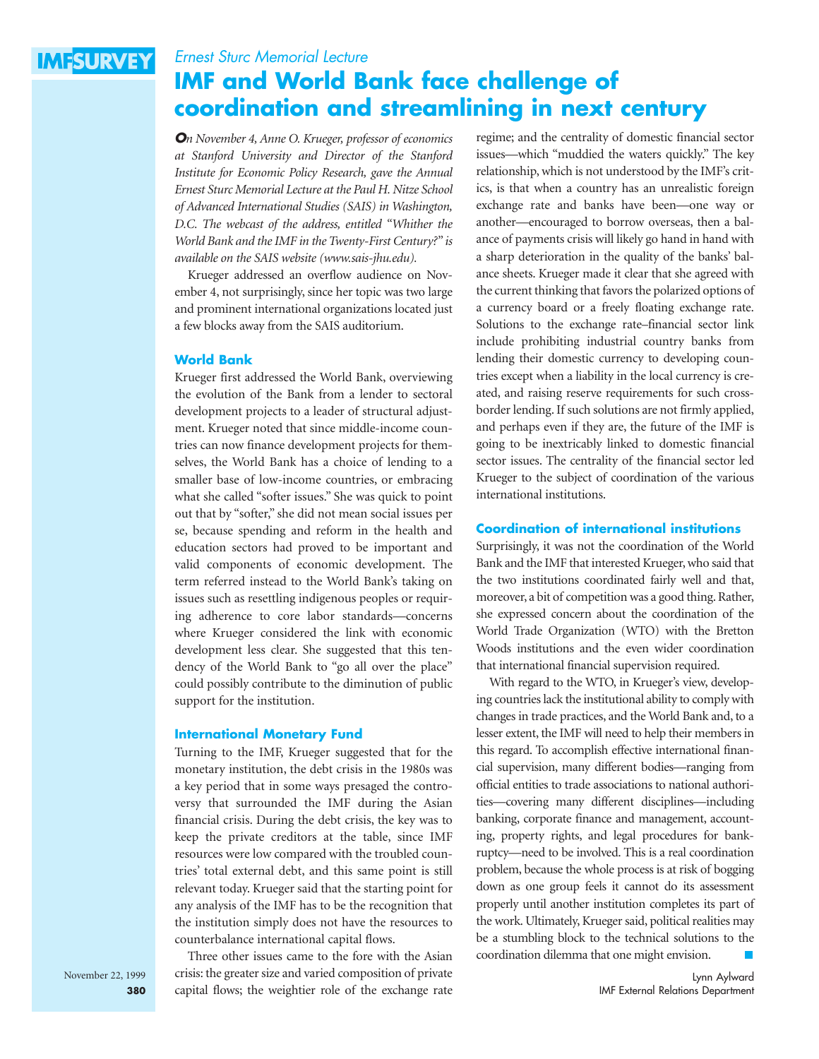*Ernest Sturc Memorial Lecture*

# IMF and World Bank face challenge of coordination and streamlining in next century

*On November 4, Anne O. Krueger, professor of economics at Stanford University and Director of the Stanford Institute for Economic Policy Research, gave the Annual Ernest Sturc Memorial Lecture at the Paul H. Nitze School of Advanced International Studies (SAIS) in Washington, D.C. The webcast of the address, entitled "Whither the World Bank and the IMF in the Twenty-First Century?" is available on the SAIS website (www.sais-jhu.edu).*

Krueger addressed an overflow audience on November 4, not surprisingly, since her topic was two large and prominent international organizations located just a few blocks away from the SAIS auditorium.

## World Bank

Krueger first addressed the World Bank, overviewing the evolution of the Bank from a lender to sectoral development projects to a leader of structural adjustment. Krueger noted that since middle-income countries can now finance development projects for themselves, the World Bank has a choice of lending to a smaller base of low-income countries, or embracing what she called "softer issues." She was quick to point out that by "softer," she did not mean social issues per se, because spending and reform in the health and education sectors had proved to be important and valid components of economic development. The term referred instead to the World Bank's taking on issues such as resettling indigenous peoples or requiring adherence to core labor standards—concerns where Krueger considered the link with economic development less clear. She suggested that this tendency of the World Bank to "go all over the place" could possibly contribute to the diminution of public support for the institution.

## International Monetary Fund

Turning to the IMF, Krueger suggested that for the monetary institution, the debt crisis in the 1980s was a key period that in some ways presaged the controversy that surrounded the IMF during the Asian financial crisis. During the debt crisis, the key was to keep the private creditors at the table, since IMF resources were low compared with the troubled countries' total external debt, and this same point is still relevant today. Krueger said that the starting point for any analysis of the IMF has to be the recognition that the institution simply does not have the resources to counterbalance international capital flows.

Three other issues came to the fore with the Asian crisis: the greater size and varied composition of private capital flows; the weightier role of the exchange rate regime; and the centrality of domestic financial sector issues—which "muddied the waters quickly." The key relationship, which is not understood by the IMF's critics, is that when a country has an unrealistic foreign exchange rate and banks have been—one way or another—encouraged to borrow overseas, then a balance of payments crisis will likely go hand in hand with a sharp deterioration in the quality of the banks' balance sheets. Krueger made it clear that she agreed with the current thinking that favors the polarized options of a currency board or a freely floating exchange rate. Solutions to the exchange rate–financial sector link include prohibiting industrial country banks from lending their domestic currency to developing countries except when a liability in the local currency is created, and raising reserve requirements for such cross-border lending. If such solutions are not firmly applied, and perhaps even if they are, the future of the IMF is going to be inextricably linked to domestic financial sector issues. The centrality of the financial sector led Krueger to the subject of coordination of the various international institutions.

## Coordination of international institutions

Surprisingly, it was not the coordination of the World Bank and the IMF that interested Krueger, who said that the two institutions coordinated fairly well and that, moreover, a bit of competition was a good thing. Rather, she expressed concern about the coordination of the World Trade Organization (WTO) with the Bretton Woods institutions and the even wider coordination that international financial supervision required.

With regard to the WTO, in Krueger's view, developing countries lack the institutional ability to comply with changes in trade practices, and the World Bank and, to a lesser extent, the IMF will need to help their members in this regard. To accomplish effective international financial supervision, many different bodies—ranging from official entities to trade associations to national authorities—covering many different disciplines—including banking, corporate finance and management, accounting, property rights, and legal procedures for bankruptcy—need to be involved. This is a real coordination problem, because the whole process is at risk of bogging down as one group feels it cannot do its assessment properly until another institution completes its part of the work. Ultimately, Krueger said, political realities may be a stumbling block to the technical solutions to the coordination dilemma that one might envision.

Lynn Aylward
IMF External Relations Department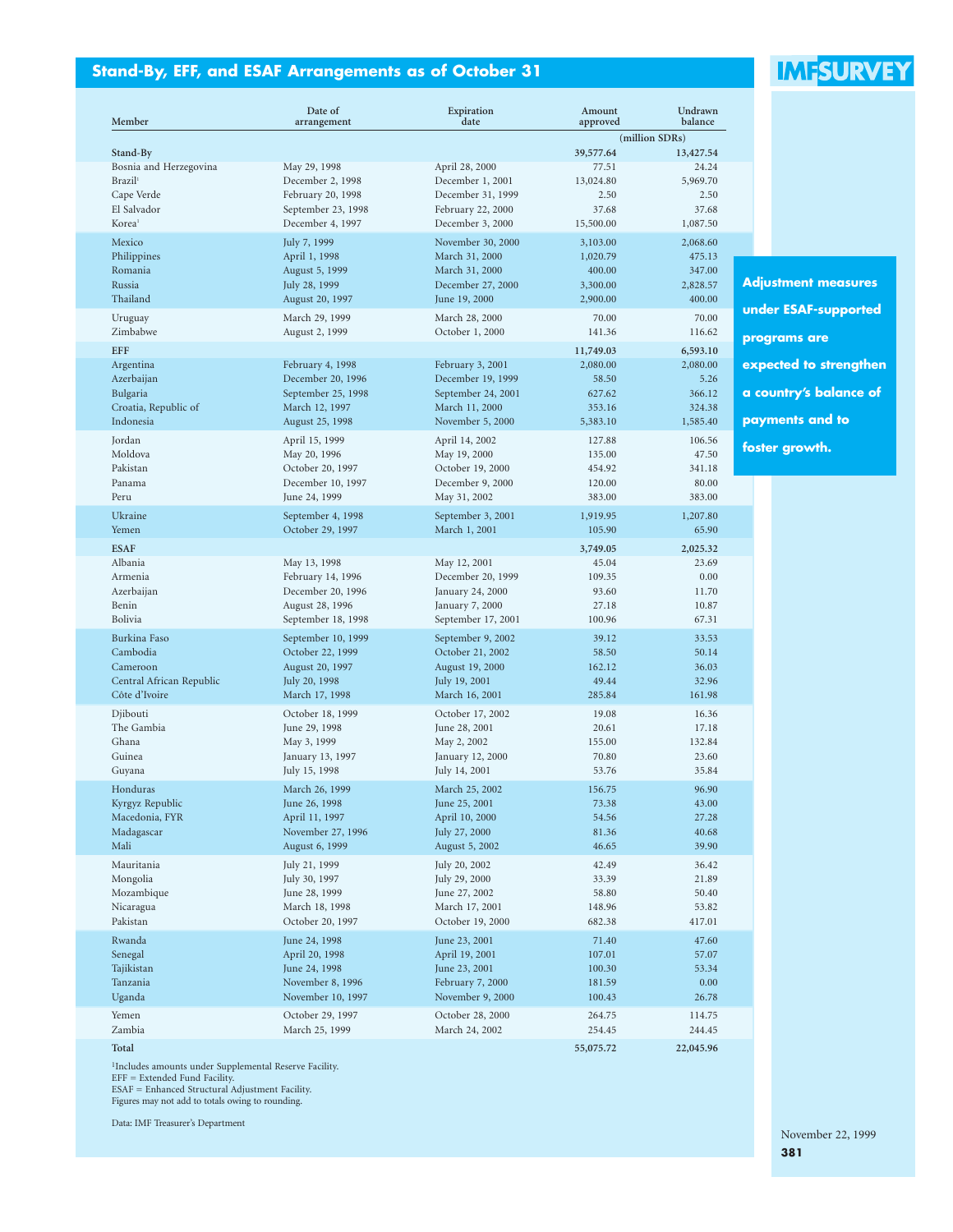## Stand-By, EFF, and ESAF Arrangements as of October 31

| Member | Date of arrangement | Expiration date | Amount approved | Undrawn balance |
|---|---|---|---|---|
| | | | (million SDRs) | |
| **Stand-By** | | | **39,577.64** | **13,427.54** |
| Bosnia and Herzegovina | May 29, 1998 | April 28, 2000 | 77.51 | 24.24 |
| Brazil[1] | December 2, 1998 | December 1, 2001 | 13,024.80 | 5,969.70 |
| Cape Verde | February 20, 1998 | December 31, 1999 | 2.50 | 2.50 |
| El Salvador | September 23, 1998 | February 22, 2000 | 37.68 | 37.68 |
| Korea[1] | December 4, 1997 | December 3, 2000 | 15,500.00 | 1,087.50 |
| Mexico | July 7, 1999 | November 30, 2000 | 3,103.00 | 2,068.60 |
| Philippines | April 1, 1998 | March 31, 2000 | 1,020.79 | 475.13 |
| Romania | August 5, 1999 | March 31, 2000 | 400.00 | 347.00 |
| Russia | July 28, 1999 | December 27, 2000 | 3,300.00 | 2,828.57 |
| Thailand | August 20, 1997 | June 19, 2000 | 2,900.00 | 400.00 |
| Uruguay | March 29, 1999 | March 28, 2000 | 70.00 | 70.00 |
| Zimbabwe | August 2, 1999 | October 1, 2000 | 141.36 | 116.62 |
| **EFF** | | | **11,749.03** | **6,593.10** |
| Argentina | February 4, 1998 | February 3, 2001 | 2,080.00 | 2,080.00 |
| Azerbaijan | December 20, 1996 | December 19, 1999 | 58.50 | 5.26 |
| Bulgaria | September 25, 1998 | September 24, 2001 | 627.62 | 366.12 |
| Croatia, Republic of | March 12, 1997 | March 11, 2000 | 353.16 | 324.38 |
| Indonesia | August 25, 1998 | November 5, 2000 | 5,383.10 | 1,585.40 |
| Jordan | April 15, 1999 | April 14, 2002 | 127.88 | 106.56 |
| Moldova | May 20, 1996 | May 19, 2000 | 135.00 | 47.50 |
| Pakistan | October 20, 1997 | October 19, 2000 | 454.92 | 341.18 |
| Panama | December 10, 1997 | December 9, 2000 | 120.00 | 80.00 |
| Peru | June 24, 1999 | May 31, 2002 | 383.00 | 383.00 |
| Ukraine | September 4, 1998 | September 3, 2001 | 1,919.95 | 1,207.80 |
| Yemen | October 29, 1997 | March 1, 2001 | 105.90 | 65.90 |
| **ESAF** | | | **3,749.05** | **2,025.32** |
| Albania | May 13, 1998 | May 12, 2001 | 45.04 | 23.69 |
| Armenia | February 14, 1996 | December 20, 1999 | 109.35 | 0.00 |
| Azerbaijan | December 20, 1996 | January 24, 2000 | 93.60 | 11.70 |
| Benin | August 28, 1996 | January 7, 2000 | 27.18 | 10.87 |
| Bolivia | September 18, 1998 | September 17, 2001 | 100.96 | 67.31 |
| Burkina Faso | September 10, 1999 | September 9, 2002 | 39.12 | 33.53 |
| Cambodia | October 22, 1999 | October 21, 2002 | 58.50 | 50.14 |
| Cameroon | August 20, 1997 | August 19, 2000 | 162.12 | 36.03 |
| Central African Republic | July 20, 1998 | July 19, 2001 | 49.44 | 32.96 |
| Côte d'Ivoire | March 17, 1998 | March 16, 2001 | 285.84 | 161.98 |
| Djibouti | October 18, 1999 | October 17, 2002 | 19.08 | 16.36 |
| The Gambia | June 29, 1998 | June 28, 2001 | 20.61 | 17.18 |
| Ghana | May 3, 1999 | May 2, 2002 | 155.00 | 132.84 |
| Guinea | January 13, 1997 | January 12, 2000 | 70.80 | 23.60 |
| Guyana | July 15, 1998 | July 14, 2001 | 53.76 | 35.84 |
| Honduras | March 26, 1999 | March 25, 2002 | 156.75 | 96.90 |
| Kyrgyz Republic | June 26, 1998 | June 25, 2001 | 73.38 | 43.00 |
| Macedonia, FYR | April 11, 1997 | April 10, 2000 | 54.56 | 27.28 |
| Madagascar | November 27, 1996 | July 27, 2000 | 81.36 | 40.68 |
| Mali | August 6, 1999 | August 5, 2002 | 46.65 | 39.90 |
| Mauritania | July 21, 1999 | July 20, 2002 | 42.49 | 36.42 |
| Mongolia | July 30, 1997 | July 29, 2000 | 33.39 | 21.89 |
| Mozambique | June 28, 1999 | June 27, 2002 | 58.80 | 50.40 |
| Nicaragua | March 18, 1998 | March 17, 2001 | 148.96 | 53.82 |
| Pakistan | October 20, 1997 | October 19, 2000 | 682.38 | 417.01 |
| Rwanda | June 24, 1998 | June 23, 2001 | 71.40 | 47.60 |
| Senegal | April 20, 1998 | April 19, 2001 | 107.01 | 57.07 |
| Tajikistan | June 24, 1998 | June 23, 2001 | 100.30 | 53.34 |
| Tanzania | November 8, 1996 | February 7, 2000 | 181.59 | 0.00 |
| Uganda | November 10, 1997 | November 9, 2000 | 100.43 | 26.78 |
| Yemen | October 29, 1997 | October 28, 2000 | 264.75 | 114.75 |
| Zambia | March 25, 1999 | March 24, 2002 | 254.45 | 244.45 |
| **Total** | | | **55,075.72** | **22,045.96** |

[1]Includes amounts under Supplemental Reserve Facility.
EFF = Extended Fund Facility.
ESAF = Enhanced Structural Adjustment Facility.
Figures may not add to totals owing to rounding.

Data: IMF Treasurer's Department

**Adjustment measures under ESAF-supported programs are expected to strengthen a country's balance of payments and to foster growth.**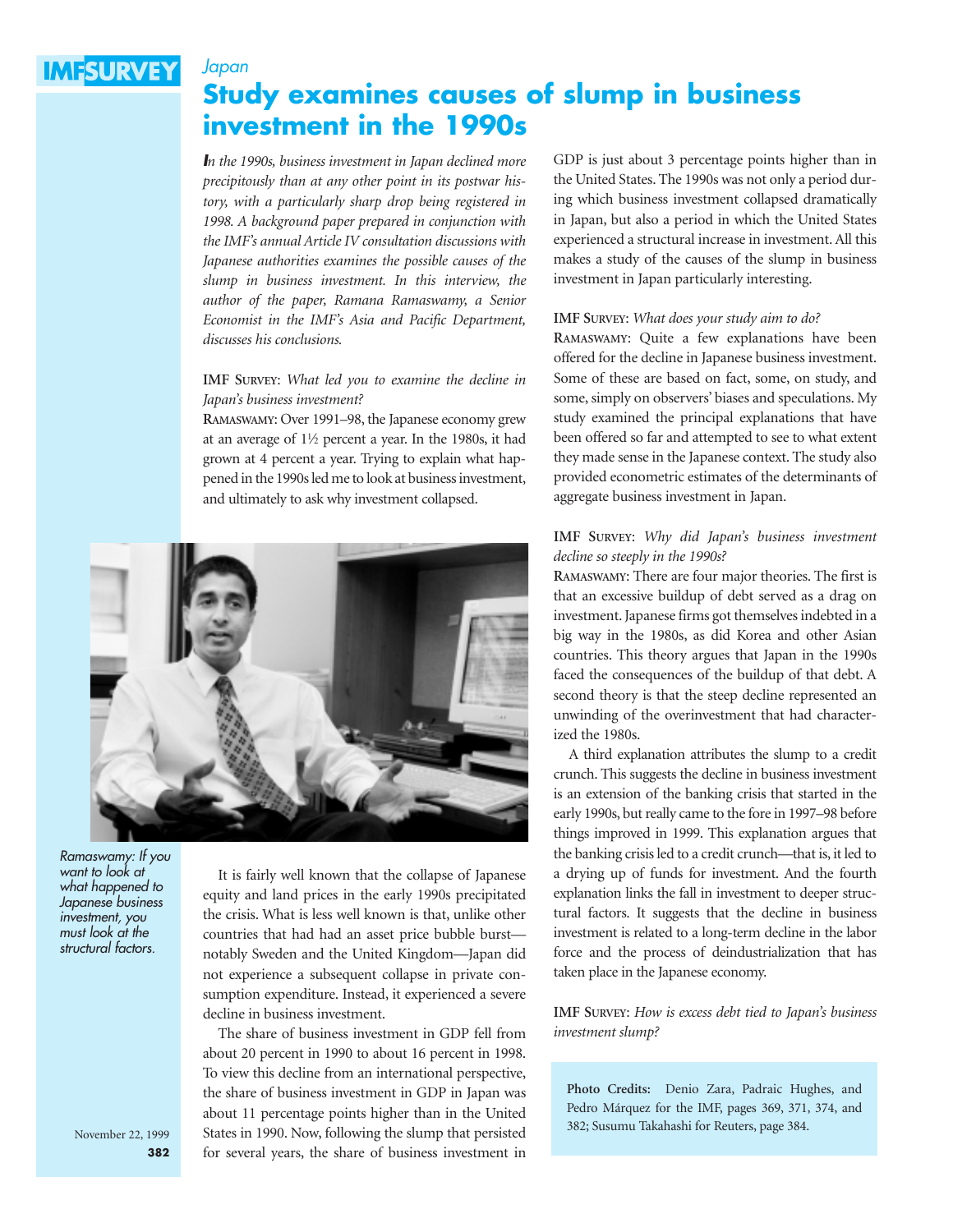*Japan*

# Study examines causes of slump in business investment in the 1990s

*In the 1990s, business investment in Japan declined more precipitously than at any other point in its postwar history, with a particularly sharp drop being registered in 1998. A background paper prepared in conjunction with the IMF's annual Article IV consultation discussions with Japanese authorities examines the possible causes of the slump in business investment. In this interview, the author of the paper, Ramana Ramaswamy, a Senior Economist in the IMF's Asia and Pacific Department, discusses his conclusions.*

**IMF Survey**: *What led you to examine the decline in Japan's business investment?*

**Ramaswamy**: Over 1991–98, the Japanese economy grew at an average of 1½ percent a year. In the 1980s, it had grown at 4 percent a year. Trying to explain what happened in the 1990s led me to look at business investment, and ultimately to ask why investment collapsed.

*Ramaswamy: If you want to look at what happened to Japanese business investment, you must look at the structural factors.*

It is fairly well known that the collapse of Japanese equity and land prices in the early 1990s precipitated the crisis. What is less well known is that, unlike other countries that had had an asset price bubble burst—notably Sweden and the United Kingdom—Japan did not experience a subsequent collapse in private consumption expenditure. Instead, it experienced a severe decline in business investment.

The share of business investment in GDP fell from about 20 percent in 1990 to about 16 percent in 1998. To view this decline from an international perspective, the share of business investment in GDP in Japan was about 11 percentage points higher than in the United States in 1990. Now, following the slump that persisted for several years, the share of business investment in GDP is just about 3 percentage points higher than in the United States. The 1990s was not only a period during which business investment collapsed dramatically in Japan, but also a period in which the United States experienced a structural increase in investment. All this makes a study of the causes of the slump in business investment in Japan particularly interesting.

**IMF Survey**: *What does your study aim to do?*

**Ramaswamy**: Quite a few explanations have been offered for the decline in Japanese business investment. Some of these are based on fact, some, on study, and some, simply on observers' biases and speculations. My study examined the principal explanations that have been offered so far and attempted to see to what extent they made sense in the Japanese context. The study also provided econometric estimates of the determinants of aggregate business investment in Japan.

**IMF Survey**: *Why did Japan's business investment decline so steeply in the 1990s?*

**Ramaswamy**: There are four major theories. The first is that an excessive buildup of debt served as a drag on investment. Japanese firms got themselves indebted in a big way in the 1980s, as did Korea and other Asian countries. This theory argues that Japan in the 1990s faced the consequences of the buildup of that debt. A second theory is that the steep decline represented an unwinding of the overinvestment that had characterized the 1980s.

A third explanation attributes the slump to a credit crunch. This suggests the decline in business investment is an extension of the banking crisis that started in the early 1990s, but really came to the fore in 1997–98 before things improved in 1999. This explanation argues that the banking crisis led to a credit crunch—that is, it led to a drying up of funds for investment. And the fourth explanation links the fall in investment to deeper structural factors. It suggests that the decline in business investment is related to a long-term decline in the labor force and the process of deindustrialization that has taken place in the Japanese economy.

**IMF Survey**: *How is excess debt tied to Japan's business investment slump?*

**Photo Credits:** Denio Zara, Padraic Hughes, and Pedro Márquez for the IMF, pages 369, 371, 374, and 382; Susumu Takahashi for Reuters, page 384.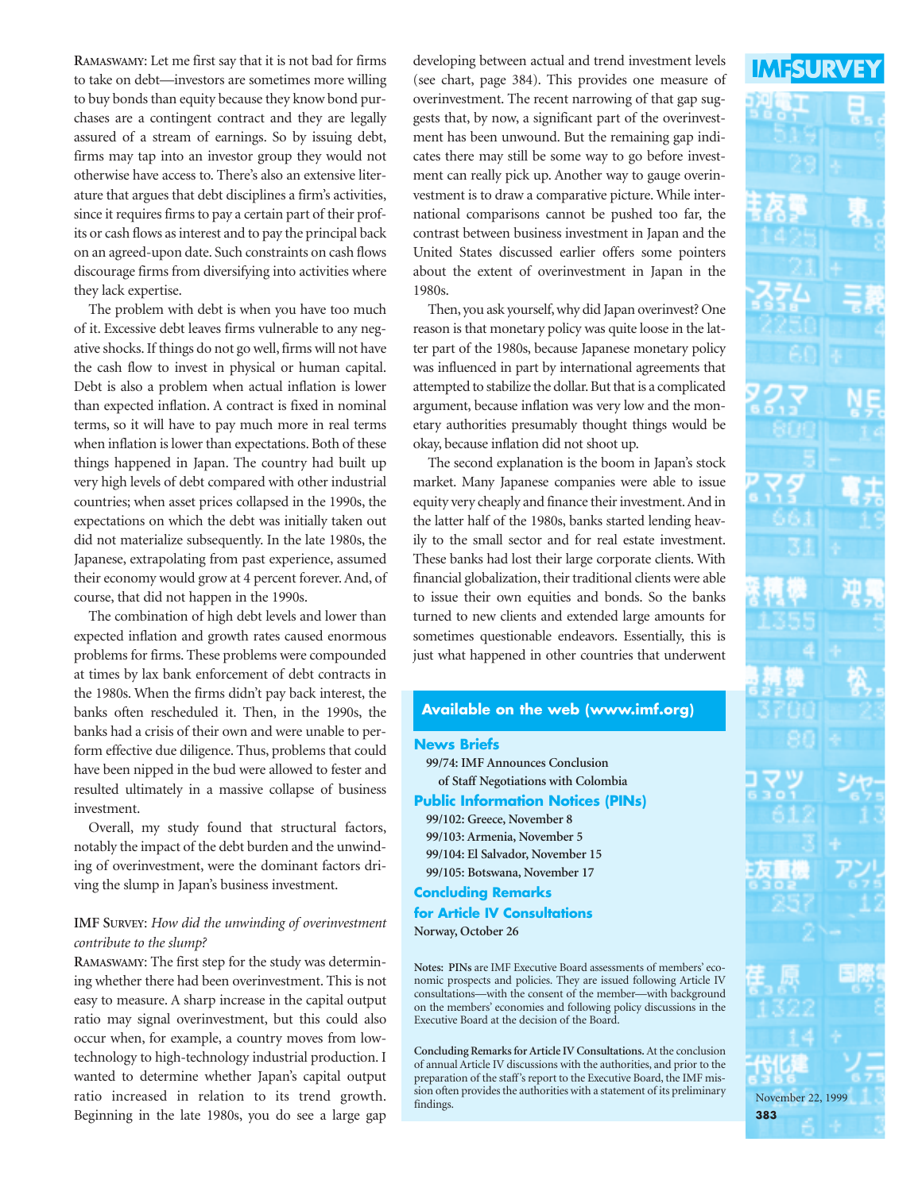RAMASWAMY: Let me first say that it is not bad for firms to take on debt—investors are sometimes more willing to buy bonds than equity because they know bond purchases are a contingent contract and they are legally assured of a stream of earnings. So by issuing debt, firms may tap into an investor group they would not otherwise have access to. There's also an extensive literature that argues that debt disciplines a firm's activities, since it requires firms to pay a certain part of their profits or cash flows as interest and to pay the principal back on an agreed-upon date. Such constraints on cash flows discourage firms from diversifying into activities where they lack expertise.

The problem with debt is when you have too much of it. Excessive debt leaves firms vulnerable to any negative shocks. If things do not go well, firms will not have the cash flow to invest in physical or human capital. Debt is also a problem when actual inflation is lower than expected inflation. A contract is fixed in nominal terms, so it will have to pay much more in real terms when inflation is lower than expectations. Both of these things happened in Japan. The country had built up very high levels of debt compared with other industrial countries; when asset prices collapsed in the 1990s, the expectations on which the debt was initially taken out did not materialize subsequently. In the late 1980s, the Japanese, extrapolating from past experience, assumed their economy would grow at 4 percent forever. And, of course, that did not happen in the 1990s.

The combination of high debt levels and lower than expected inflation and growth rates caused enormous problems for firms. These problems were compounded at times by lax bank enforcement of debt contracts in the 1980s. When the firms didn't pay back interest, the banks often rescheduled it. Then, in the 1990s, the banks had a crisis of their own and were unable to perform effective due diligence. Thus, problems that could have been nipped in the bud were allowed to fester and resulted ultimately in a massive collapse of business investment.

Overall, my study found that structural factors, notably the impact of the debt burden and the unwinding of overinvestment, were the dominant factors driving the slump in Japan's business investment.

IMF SURVEY: *How did the unwinding of overinvestment contribute to the slump?*

RAMASWAMY: The first step for the study was determining whether there had been overinvestment. This is not easy to measure. A sharp increase in the capital output ratio may signal overinvestment, but this could also occur when, for example, a country moves from low-technology to high-technology industrial production. I wanted to determine whether Japan's capital output ratio increased in relation to its trend growth. Beginning in the late 1980s, you do see a large gap developing between actual and trend investment levels (see chart, page 384). This provides one measure of overinvestment. The recent narrowing of that gap suggests that, by now, a significant part of the overinvestment has been unwound. But the remaining gap indicates there may still be some way to go before investment can really pick up. Another way to gauge overinvestment is to draw a comparative picture. While international comparisons cannot be pushed too far, the contrast between business investment in Japan and the United States discussed earlier offers some pointers about the extent of overinvestment in Japan in the 1980s.

Then, you ask yourself, why did Japan overinvest? One reason is that monetary policy was quite loose in the latter part of the 1980s, because Japanese monetary policy was influenced in part by international agreements that attempted to stabilize the dollar. But that is a complicated argument, because inflation was very low and the monetary authorities presumably thought things would be okay, because inflation did not shoot up.

The second explanation is the boom in Japan's stock market. Many Japanese companies were able to issue equity very cheaply and finance their investment. And in the latter half of the 1980s, banks started lending heavily to the small sector and for real estate investment. These banks had lost their large corporate clients. With financial globalization, their traditional clients were able to issue their own equities and bonds. So the banks turned to new clients and extended large amounts for sometimes questionable endeavors. Essentially, this is just what happened in other countries that underwent

## Available on the web (www.imf.org)

**News Briefs**

99/74: IMF Announces Conclusion of Staff Negotiations with Colombia

**Public Information Notices (PINs)**

99/102: Greece, November 8
99/103: Armenia, November 5
99/104: El Salvador, November 15
99/105: Botswana, November 17

**Concluding Remarks for Article IV Consultations**

Norway, October 26

**Notes: PINs** are IMF Executive Board assessments of members' economic prospects and policies. They are issued following Article IV consultations—with the consent of the member—with background on the members' economies and following policy discussions in the Executive Board at the decision of the Board.

**Concluding Remarks for Article IV Consultations.** At the conclusion of annual Article IV discussions with the authorities, and prior to the preparation of the staff's report to the Executive Board, the IMF mission often provides the authorities with a statement of its preliminary findings.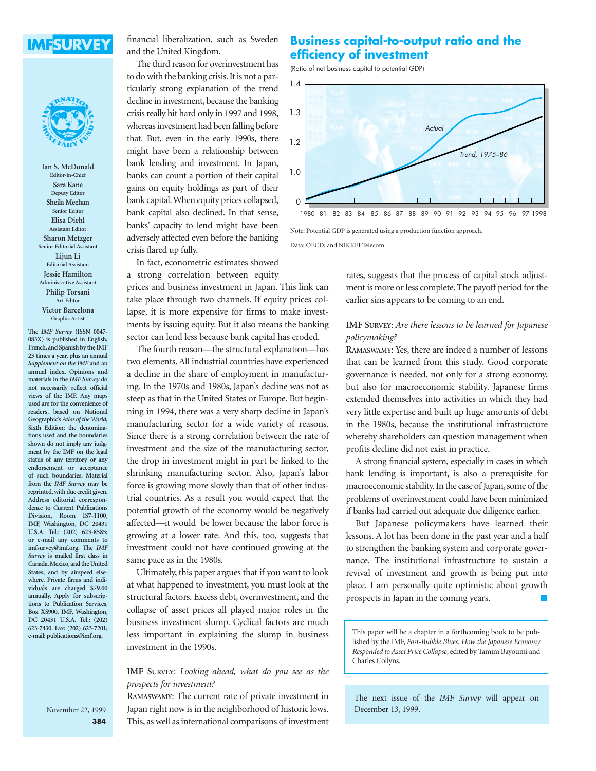financial liberalization, such as Sweden and the United Kingdom.

The third reason for overinvestment has to do with the banking crisis. It is not a particularly strong explanation of the trend decline in investment, because the banking crisis really hit hard only in 1997 and 1998, whereas investment had been falling before that. But, even in the early 1990s, there might have been a relationship between bank lending and investment. In Japan, banks can count a portion of their capital gains on equity holdings as part of their bank capital. When equity prices collapsed, bank capital also declined. In that sense, banks' capacity to lend might have been adversely affected even before the banking crisis flared up fully.

In fact, econometric estimates showed a strong correlation between equity prices and business investment in Japan. This link can take place through two channels. If equity prices collapse, it is more expensive for firms to make investments by issuing equity. But it also means the banking sector can lend less because bank capital has eroded.

The fourth reason—the structural explanation—has two elements. All industrial countries have experienced a decline in the share of employment in manufacturing. In the 1970s and 1980s, Japan's decline was not as steep as that in the United States or Europe. But beginning in 1994, there was a very sharp decline in Japan's manufacturing sector for a wide variety of reasons. Since there is a strong correlation between the rate of investment and the size of the manufacturing sector, the drop in investment might in part be linked to the shrinking manufacturing sector. Also, Japan's labor force is growing more slowly than that of other industrial countries. As a result you would expect that the potential growth of the economy would be negatively affected—it would be lower because the labor force is growing at a lower rate. And this, too, suggests that investment could not have continued growing at the same pace as in the 1980s.

Ultimately, this paper argues that if you want to look at what happened to investment, you must look at the structural factors. Excess debt, overinvestment, and the collapse of asset prices all played major roles in the business investment slump. Cyclical factors are much less important in explaining the slump in business investment in the 1990s.

**IMF SURVEY**: *Looking ahead, what do you see as the prospects for investment?*

**RAMASWAMY**: The current rate of private investment in Japan right now is in the neighborhood of historic lows. This, as well as international comparisons of investment rates, suggests that the process of capital stock adjustment is more or less complete. The payoff period for the earlier sins appears to be coming to an end.

## Business capital-to-output ratio and the efficiency of investment

(Ratio of net business capital to potential GDP)

1.4
1.3
1.2
1.0
0

Actual
Trend, 1975–86

1980 81 82 83 84 85 86 87 88 89 90 91 92 93 94 95 96 97 1998

Note: Potential GDP is generated using a production function approach.

Data: OECD; and NIKKEI Telecom

**IMF SURVEY**: *Are there lessons to be learned for Japanese policymaking?*

**RAMASWAMY**: Yes, there are indeed a number of lessons that can be learned from this study. Good corporate governance is needed, not only for a strong economy, but also for macroeconomic stability. Japanese firms extended themselves into activities in which they had very little expertise and built up huge amounts of debt in the 1980s, because the institutional infrastructure whereby shareholders can question management when profits decline did not exist in practice.

A strong financial system, especially in cases in which bank lending is important, is also a prerequisite for macroeconomic stability. In the case of Japan, some of the problems of overinvestment could have been minimized if banks had carried out adequate due diligence earlier.

But Japanese policymakers have learned their lessons. A lot has been done in the past year and a half to strengthen the banking system and corporate governance. The institutional infrastructure to sustain a revival of investment and growth is being put into place. I am personally quite optimistic about growth prospects in Japan in the coming years.

This paper will be a chapter in a forthcoming book to be published by the IMF, *Post-Bubble Blues: How the Japanese Economy Responded to Asset Price Collapse*, edited by Tamim Bayoumi and Charles Collyns.

The next issue of the *IMF Survey* will appear on December 13, 1999.

Ian S. McDonald
Editor-in-Chief

Sara Kane
Deputy Editor

Sheila Meehan
Senior Editor

Elisa Diehl
Assistant Editor

Sharon Metzger
Senior Editorial Assistant

Lijun Li
Editorial Assistant

Jessie Hamilton
Administrative Assistant

Philip Torsani
Art Editor

Victor Barcelona
Graphic Artist

The *IMF Survey* (ISSN 0047-083X) is published in English, French, and Spanish by the IMF 23 times a year, plus an annual *Supplement on the IMF* and an annual index. Opinions and materials in the *IMF Survey* do not necessarily reflect official views of the IMF. Any maps used are for the convenience of readers, based on National Geographic's *Atlas of the World*, Sixth Edition; the denominations used and the boundaries shown do not imply any judgment by the IMF on the legal status of any territory or any endorsement or acceptance of such boundaries. Material from the *IMF Survey* may be reprinted, with due credit given. Address editorial correspondence to Current Publications Division, Room IS7-1100, IMF, Washington, DC 20431 U.S.A. Tel.: (202) 623-8585; or e-mail any comments to imfsurvey@imf.org. The *IMF Survey* is mailed first class in Canada, Mexico, and the United States, and by airspeed elsewhere. Private firms and individuals are charged $79.00 annually. Apply for subscriptions to Publication Services, Box XS900, IMF, Washington, DC 20431 U.S.A. Tel.: (202) 623-7430. Fax: (202) 623-7201; e-mail: publications@imf.org.